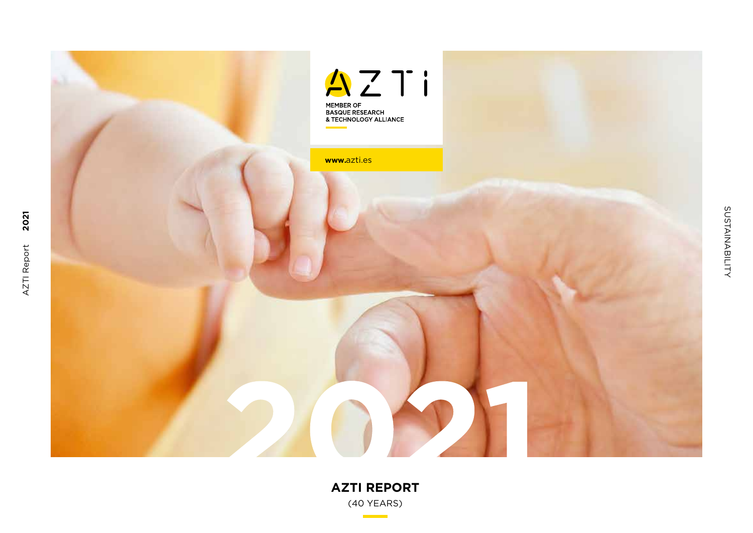AZTI

MEMBER OF
BASQUE RESEARCH
& TECHNOLOGY ALLIANCE

**www.**azti.es

2021

# AZTI REPORT

(40 YEARS)

SUSTAINABILITY

AZTI Report **2021**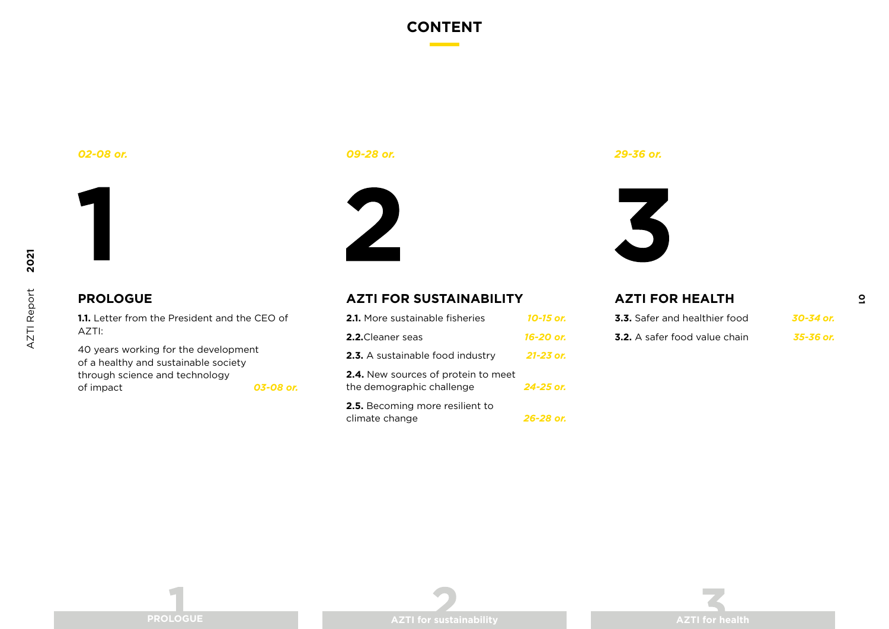# CONTENT

*02-08 or.*

## 1

### PROLOGUE

**1.1.** Letter from the President and the CEO of AZTI:

40 years working for the development of a healthy and sustainable society through science and technology of impact *03-08 or.*

*09-28 or.*

## 2

### AZTI FOR SUSTAINABILITY

**2.1.** More sustainable fisheries *10-15 or.*

**2.2.**Cleaner seas *16-20 or.*

**2.3.** A sustainable food industry *21-23 or.*

**2.4.** New sources of protein to meet the demographic challenge *24-25 or.*

**2.5.** Becoming more resilient to climate change *26-28 or.*

*29-36 or.*

## 3

### AZTI FOR HEALTH

**3.3.** Safer and healthier food *30-34 or.*

**3.2.** A safer food value chain *35-36 or.*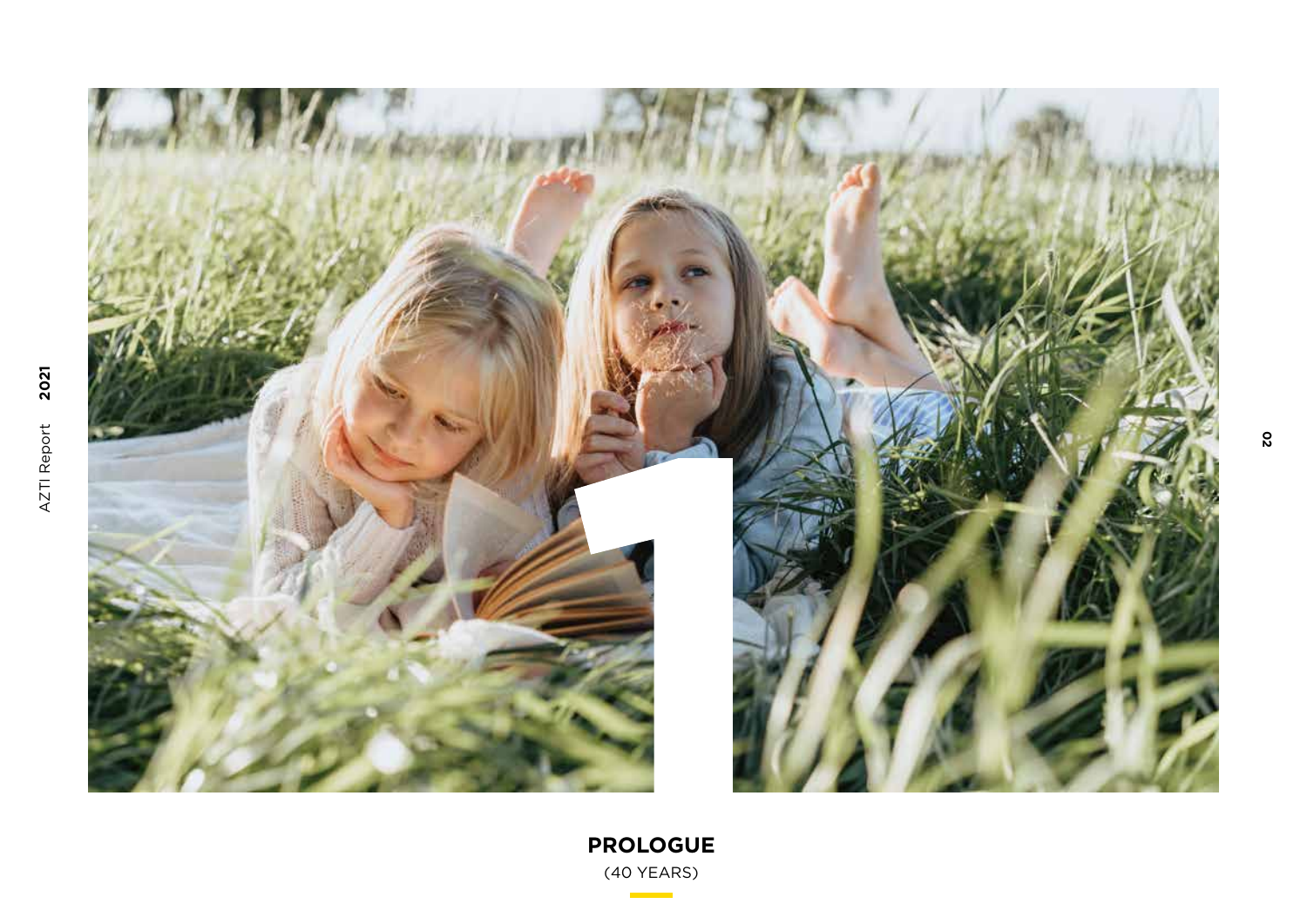# 1

## PROLOGUE

(40 YEARS)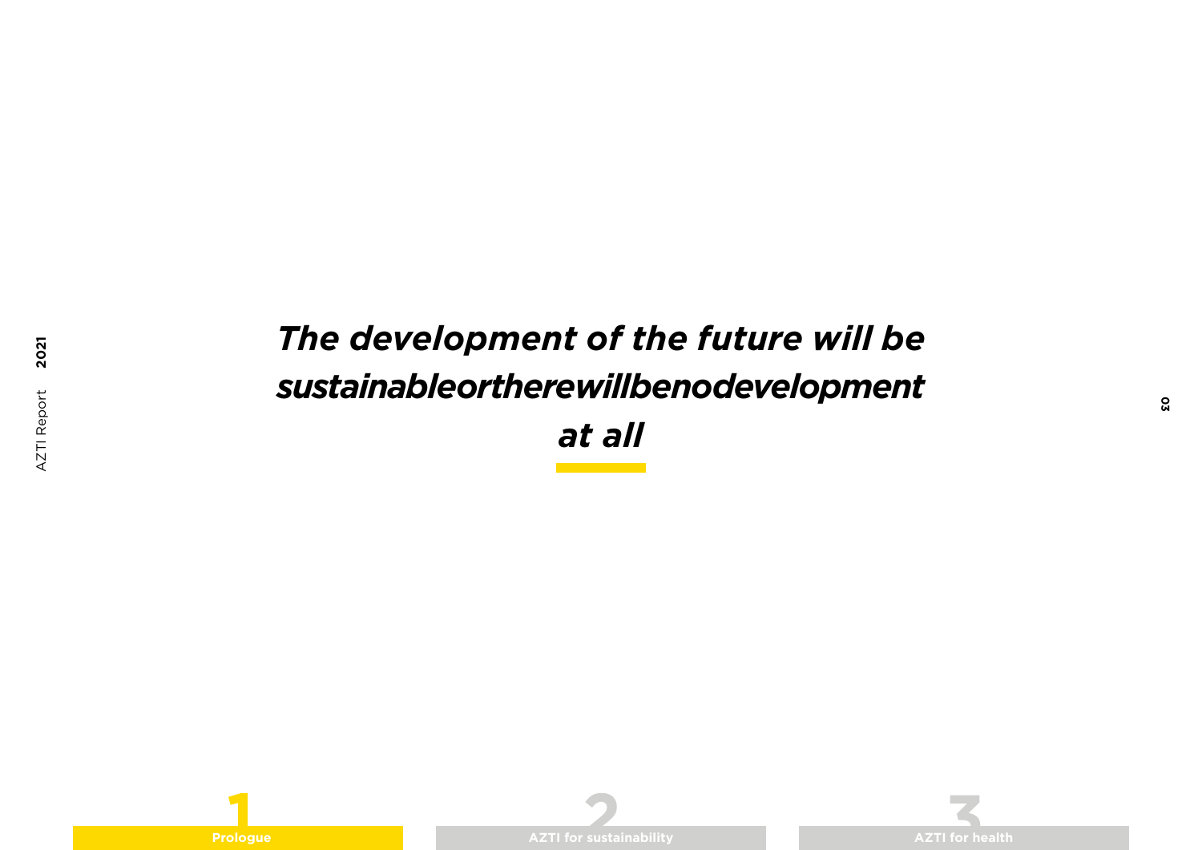***The development of the future will be sustainableortherewillbenodevelopment at all***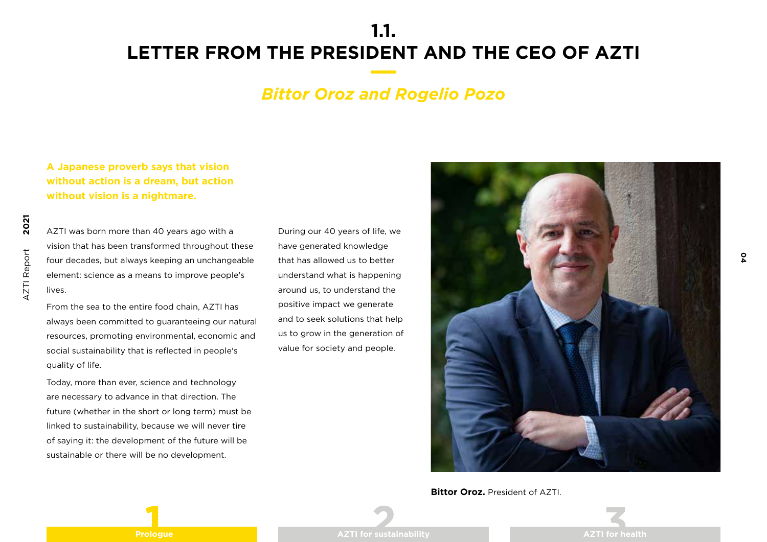# 1.1. LETTER FROM THE PRESIDENT AND THE CEO OF AZTI

## *Bittor Oroz and Rogelio Pozo*

**A Japanese proverb says that vision without action is a dream, but action without vision is a nightmare.**

AZTI was born more than 40 years ago with a vision that has been transformed throughout these four decades, but always keeping an unchangeable element: science as a means to improve people's lives.

From the sea to the entire food chain, AZTI has always been committed to guaranteeing our natural resources, promoting environmental, economic and social sustainability that is reflected in people's quality of life.

Today, more than ever, science and technology are necessary to advance in that direction. The future (whether in the short or long term) must be linked to sustainability, because we will never tire of saying it: the development of the future will be sustainable or there will be no development.

During our 40 years of life, we have generated knowledge that has allowed us to better understand what is happening around us, to understand the positive impact we generate and to seek solutions that help us to grow in the generation of value for society and people.

**Bittor Oroz.** President of AZTI.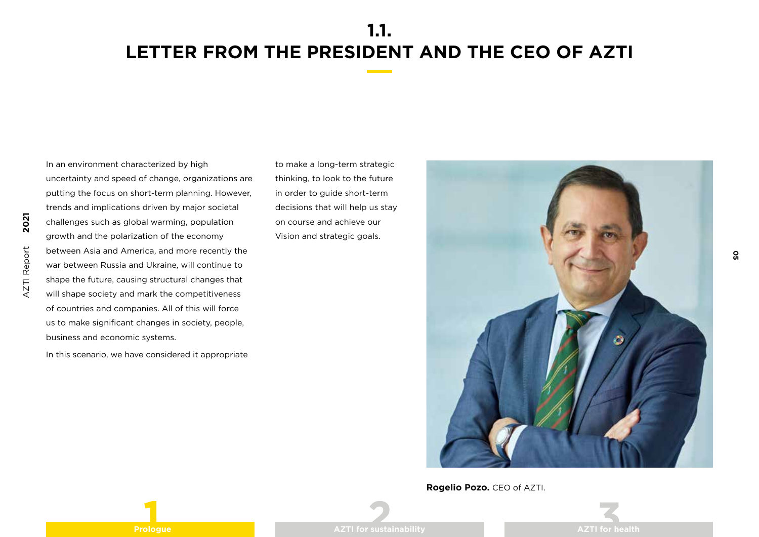# 1.1. LETTER FROM THE PRESIDENT AND THE CEO OF AZTI

In an environment characterized by high uncertainty and speed of change, organizations are putting the focus on short-term planning. However, trends and implications driven by major societal challenges such as global warming, population growth and the polarization of the economy between Asia and America, and more recently the war between Russia and Ukraine, will continue to shape the future, causing structural changes that will shape society and mark the competitiveness of countries and companies. All of this will force us to make significant changes in society, people, business and economic systems.

In this scenario, we have considered it appropriate to make a long-term strategic thinking, to look to the future in order to guide short-term decisions that will help us stay on course and achieve our Vision and strategic goals.

**Rogelio Pozo.** CEO of AZTI.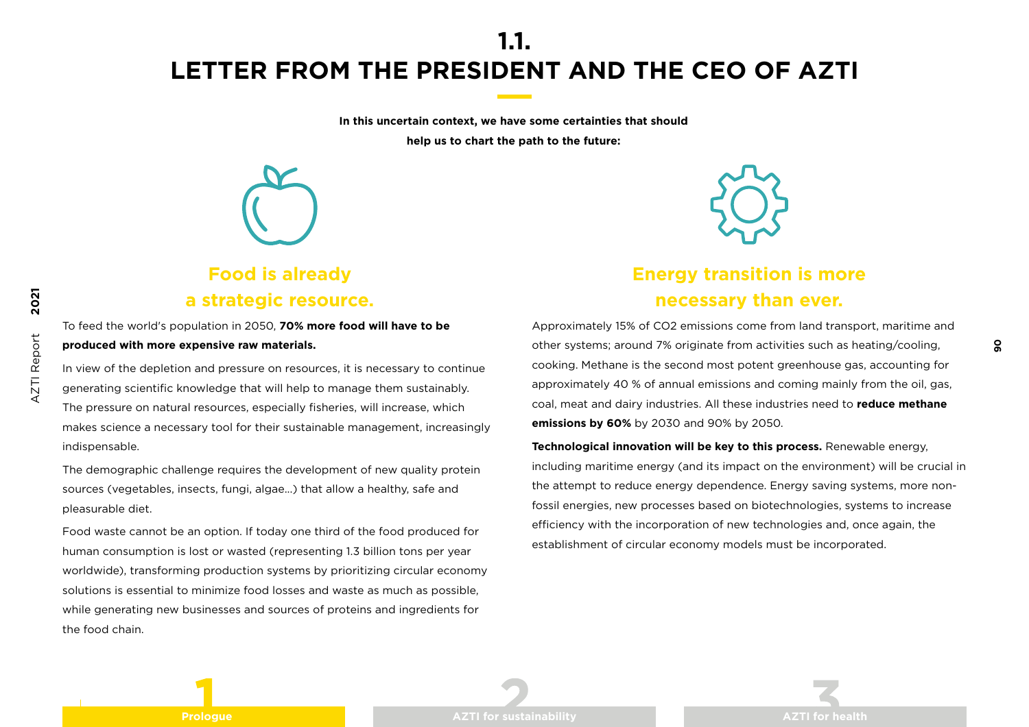# 1.1. LETTER FROM THE PRESIDENT AND THE CEO OF AZTI

**In this uncertain context, we have some certainties that should help us to chart the path to the future:**

## Food is already a strategic resource.

To feed the world's population in 2050, **70% more food will have to be produced with more expensive raw materials.**

In view of the depletion and pressure on resources, it is necessary to continue generating scientific knowledge that will help to manage them sustainably. The pressure on natural resources, especially fisheries, will increase, which makes science a necessary tool for their sustainable management, increasingly indispensable.

The demographic challenge requires the development of new quality protein sources (vegetables, insects, fungi, algae...) that allow a healthy, safe and pleasurable diet.

Food waste cannot be an option. If today one third of the food produced for human consumption is lost or wasted (representing 1.3 billion tons per year worldwide), transforming production systems by prioritizing circular economy solutions is essential to minimize food losses and waste as much as possible, while generating new businesses and sources of proteins and ingredients for the food chain.

## Energy transition is more necessary than ever.

Approximately 15% of $CO_2$ emissions come from land transport, maritime and other systems; around 7% originate from activities such as heating/cooling, cooking. Methane is the second most potent greenhouse gas, accounting for approximately 40 % of annual emissions and coming mainly from the oil, gas, coal, meat and dairy industries. All these industries need to **reduce methane emissions by 60%** by 2030 and 90% by 2050.

**Technological innovation will be key to this process.** Renewable energy, including maritime energy (and its impact on the environment) will be crucial in the attempt to reduce energy dependence. Energy saving systems, more non-fossil energies, new processes based on biotechnologies, systems to increase efficiency with the incorporation of new technologies and, once again, the establishment of circular economy models must be incorporated.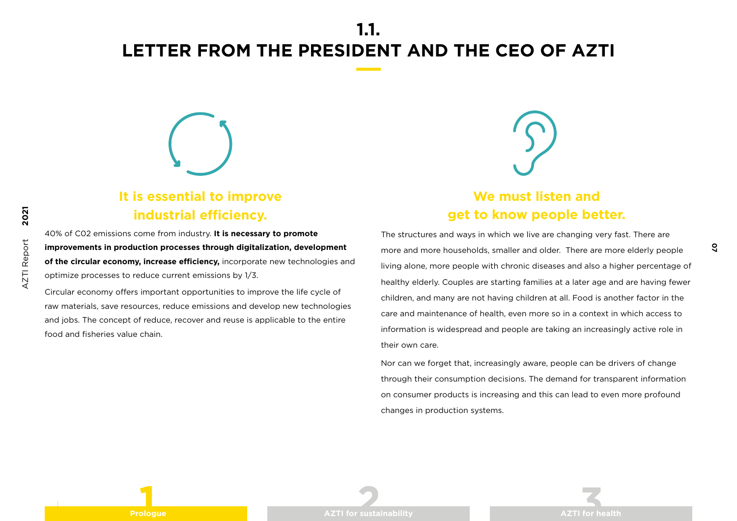# 1.1. LETTER FROM THE PRESIDENT AND THE CEO OF AZTI

## It is essential to improve industrial efficiency.

40% of C02 emissions come from industry. **It is necessary to promote improvements in production processes through digitalization, development of the circular economy, increase efficiency,** incorporate new technologies and optimize processes to reduce current emissions by 1/3.

Circular economy offers important opportunities to improve the life cycle of raw materials, save resources, reduce emissions and develop new technologies and jobs. The concept of reduce, recover and reuse is applicable to the entire food and fisheries value chain.

## We must listen and get to know people better.

The structures and ways in which we live are changing very fast. There are more and more households, smaller and older. There are more elderly people living alone, more people with chronic diseases and also a higher percentage of healthy elderly. Couples are starting families at a later age and are having fewer children, and many are not having children at all. Food is another factor in the care and maintenance of health, even more so in a context in which access to information is widespread and people are taking an increasingly active role in their own care.

Nor can we forget that, increasingly aware, people can be drivers of change through their consumption decisions. The demand for transparent information on consumer products is increasing and this can lead to even more profound changes in production systems.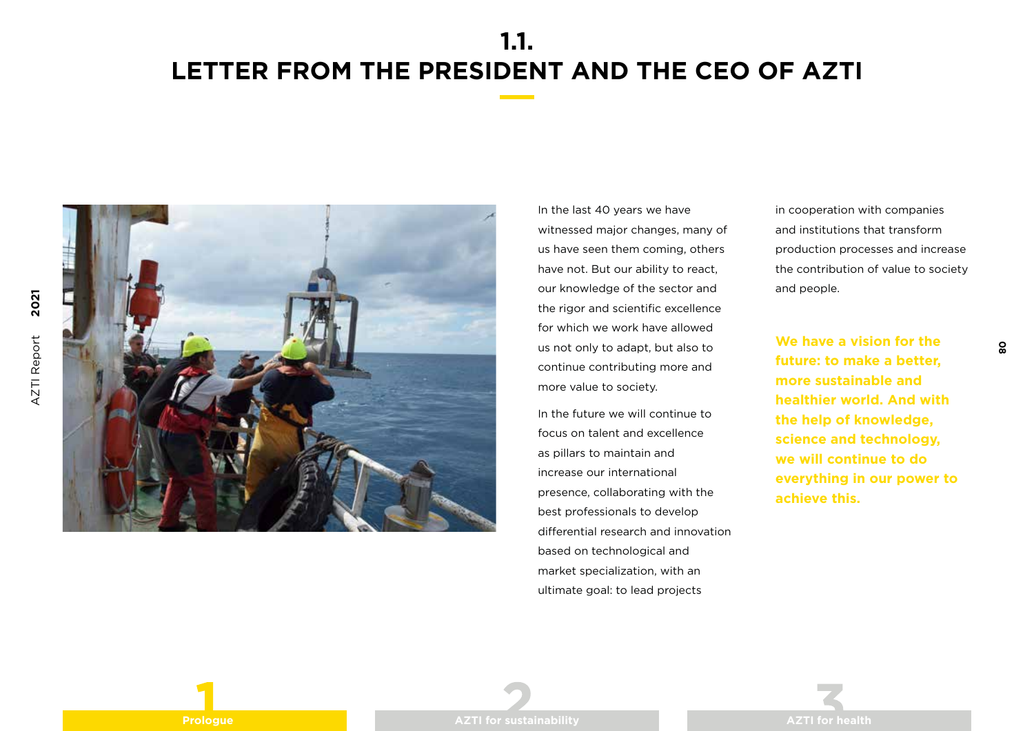# 1.1. LETTER FROM THE PRESIDENT AND THE CEO OF AZTI

In the last 40 years we have witnessed major changes, many of us have seen them coming, others have not. But our ability to react, our knowledge of the sector and the rigor and scientific excellence for which we work have allowed us not only to adapt, but also to continue contributing more and more value to society.

In the future we will continue to focus on talent and excellence as pillars to maintain and increase our international presence, collaborating with the best professionals to develop differential research and innovation based on technological and market specialization, with an ultimate goal: to lead projects in cooperation with companies and institutions that transform production processes and increase the contribution of value to society and people.

**We have a vision for the future: to make a better, more sustainable and healthier world. And with the help of knowledge, science and technology, we will continue to do everything in our power to achieve this.**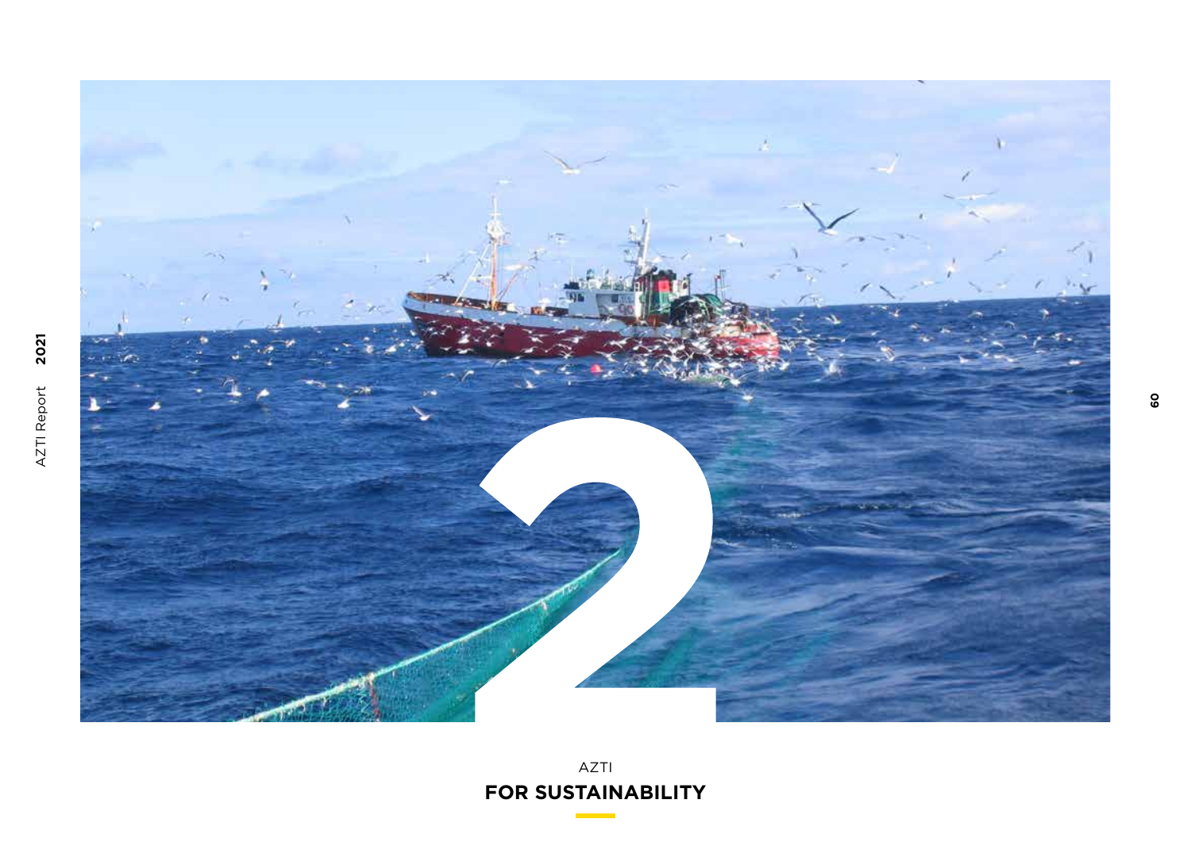# 2

AZTI

**FOR SUSTAINABILITY**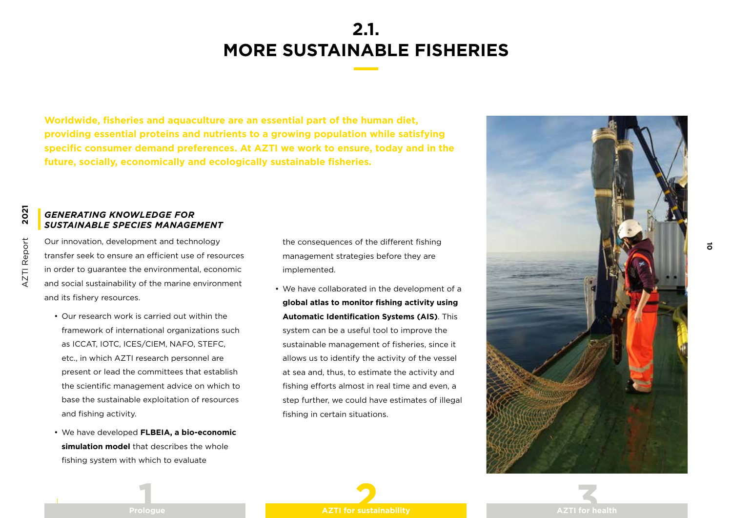# 2.1. MORE SUSTAINABLE FISHERIES

**Worldwide, fisheries and aquaculture are an essential part of the human diet, providing essential proteins and nutrients to a growing population while satisfying specific consumer demand preferences. At AZTI we work to ensure, today and in the future, socially, economically and ecologically sustainable fisheries.**

## *GENERATING KNOWLEDGE FOR SUSTAINABLE SPECIES MANAGEMENT*

Our innovation, development and technology transfer seek to ensure an efficient use of resources in order to guarantee the environmental, economic and social sustainability of the marine environment and its fishery resources.

- Our research work is carried out within the framework of international organizations such as ICCAT, IOTC, ICES/CIEM, NAFO, STEFC, etc., in which AZTI research personnel are present or lead the committees that establish the scientific management advice on which to base the sustainable exploitation of resources and fishing activity.
- We have developed **FLBEIA, a bio-economic simulation model** that describes the whole fishing system with which to evaluate the consequences of the different fishing management strategies before they are implemented.
- We have collaborated in the development of a **global atlas to monitor fishing activity using Automatic Identification Systems (AIS)**. This system can be a useful tool to improve the sustainable management of fisheries, since it allows us to identify the activity of the vessel at sea and, thus, to estimate the activity and fishing efforts almost in real time and even, a step further, we could have estimates of illegal fishing in certain situations.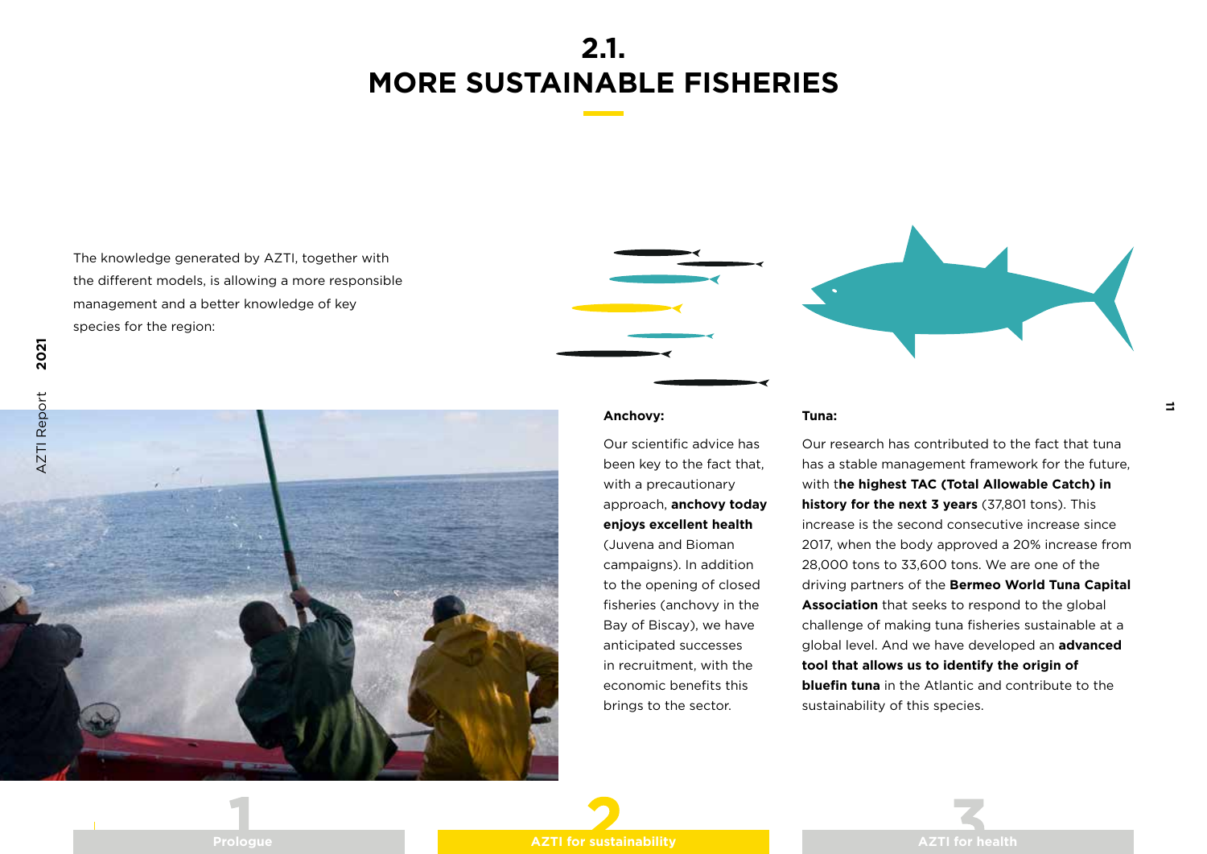# 2.1. MORE SUSTAINABLE FISHERIES

The knowledge generated by AZTI, together with the different models, is allowing a more responsible management and a better knowledge of key species for the region:

**Anchovy:**

Our scientific advice has been key to the fact that, with a precautionary approach, **anchovy today enjoys excellent health** (Juvena and Bioman campaigns). In addition to the opening of closed fisheries (anchovy in the Bay of Biscay), we have anticipated successes in recruitment, with the economic benefits this brings to the sector.

**Tuna:**

Our research has contributed to the fact that tuna has a stable management framework for the future, with t**he highest TAC (Total Allowable Catch) in history for the next 3 years** (37,801 tons). This increase is the second consecutive increase since 2017, when the body approved a 20% increase from 28,000 tons to 33,600 tons. We are one of the driving partners of the **Bermeo World Tuna Capital Association** that seeks to respond to the global challenge of making tuna fisheries sustainable at a global level. And we have developed an **advanced tool that allows us to identify the origin of bluefin tuna** in the Atlantic and contribute to the sustainability of this species.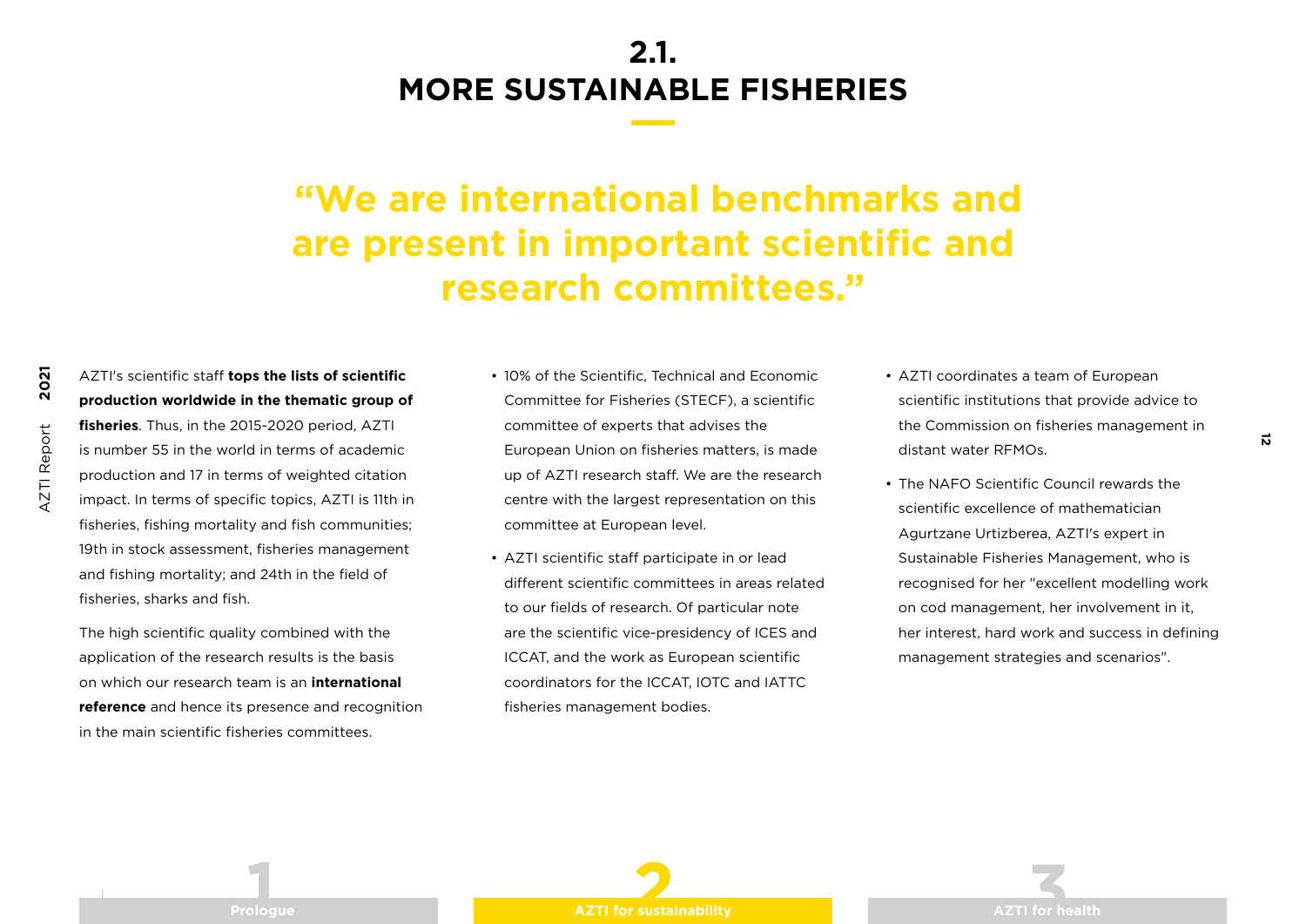# 2.1. MORE SUSTAINABLE FISHERIES

## "We are international benchmarks and are present in important scientific and research committees."

AZTI's scientific staff **tops the lists of scientific production worldwide in the thematic group of fisheries**. Thus, in the 2015-2020 period, AZTI is number 55 in the world in terms of academic production and 17 in terms of weighted citation impact. In terms of specific topics, AZTI is 11th in fisheries, fishing mortality and fish communities; 19th in stock assessment, fisheries management and fishing mortality; and 24th in the field of fisheries, sharks and fish.

The high scientific quality combined with the application of the research results is the basis on which our research team is an **international reference** and hence its presence and recognition in the main scientific fisheries committees.

- 10% of the Scientific, Technical and Economic Committee for Fisheries (STECF), a scientific committee of experts that advises the European Union on fisheries matters, is made up of AZTI research staff. We are the research centre with the largest representation on this committee at European level.
- AZTI scientific staff participate in or lead different scientific committees in areas related to our fields of research. Of particular note are the scientific vice-presidency of ICES and ICCAT, and the work as European scientific coordinators for the ICCAT, IOTC and IATTC fisheries management bodies.
- AZTI coordinates a team of European scientific institutions that provide advice to the Commission on fisheries management in distant water RFMOs.
- The NAFO Scientific Council rewards the scientific excellence of mathematician Agurtzane Urtizberea, AZTI's expert in Sustainable Fisheries Management, who is recognised for her "excellent modelling work on cod management, her involvement in it, her interest, hard work and success in defining management strategies and scenarios".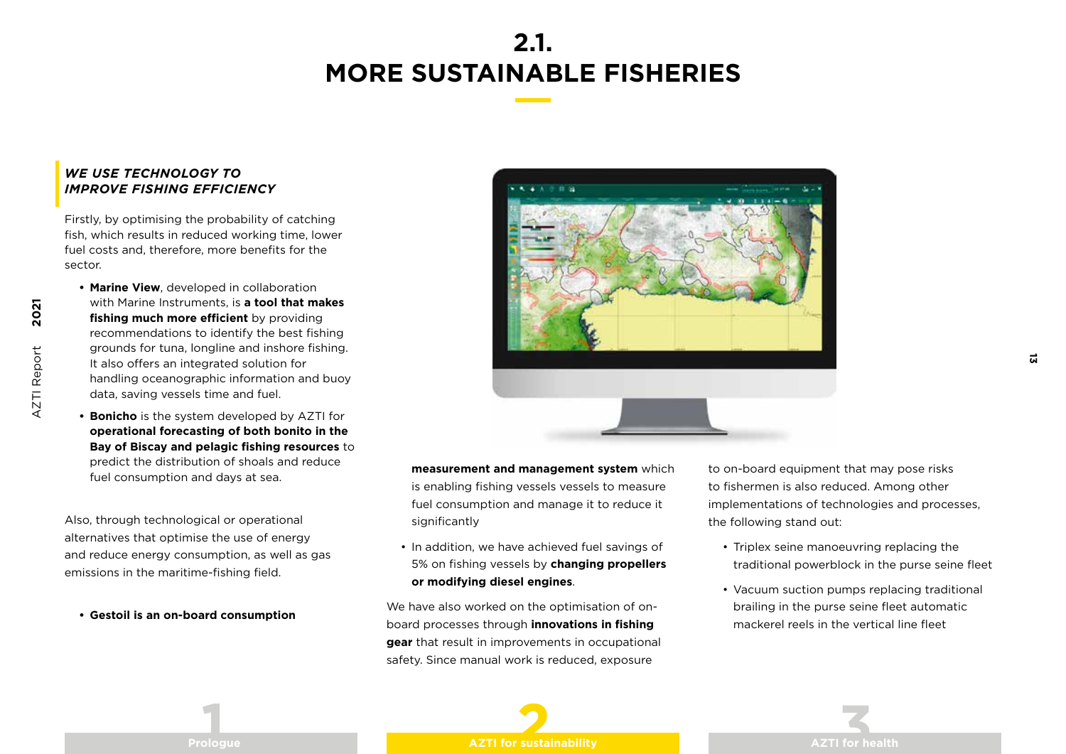# 2.1. MORE SUSTAINABLE FISHERIES

***WE USE TECHNOLOGY TO IMPROVE FISHING EFFICIENCY***

Firstly, by optimising the probability of catching fish, which results in reduced working time, lower fuel costs and, therefore, more benefits for the sector.

- **Marine View**, developed in collaboration with Marine Instruments, is **a tool that makes fishing much more efficient** by providing recommendations to identify the best fishing grounds for tuna, longline and inshore fishing. It also offers an integrated solution for handling oceanographic information and buoy data, saving vessels time and fuel.
- **Bonicho** is the system developed by AZTI for **operational forecasting of both bonito in the Bay of Biscay and pelagic fishing resources** to predict the distribution of shoals and reduce fuel consumption and days at sea.

Also, through technological or operational alternatives that optimise the use of energy and reduce energy consumption, as well as gas emissions in the maritime-fishing field.

- **Gestoil is an on-board consumption measurement and management system** which is enabling fishing vessels vessels to measure fuel consumption and manage it to reduce it significantly
- In addition, we have achieved fuel savings of 5% on fishing vessels by **changing propellers or modifying diesel engines**.

We have also worked on the optimisation of on-board processes through **innovations in fishing gear** that result in improvements in occupational safety. Since manual work is reduced, exposure to on-board equipment that may pose risks to fishermen is also reduced. Among other implementations of technologies and processes, the following stand out:

- Triplex seine manoeuvring replacing the traditional powerblock in the purse seine fleet
- Vacuum suction pumps replacing traditional brailing in the purse seine fleet automatic mackerel reels in the vertical line fleet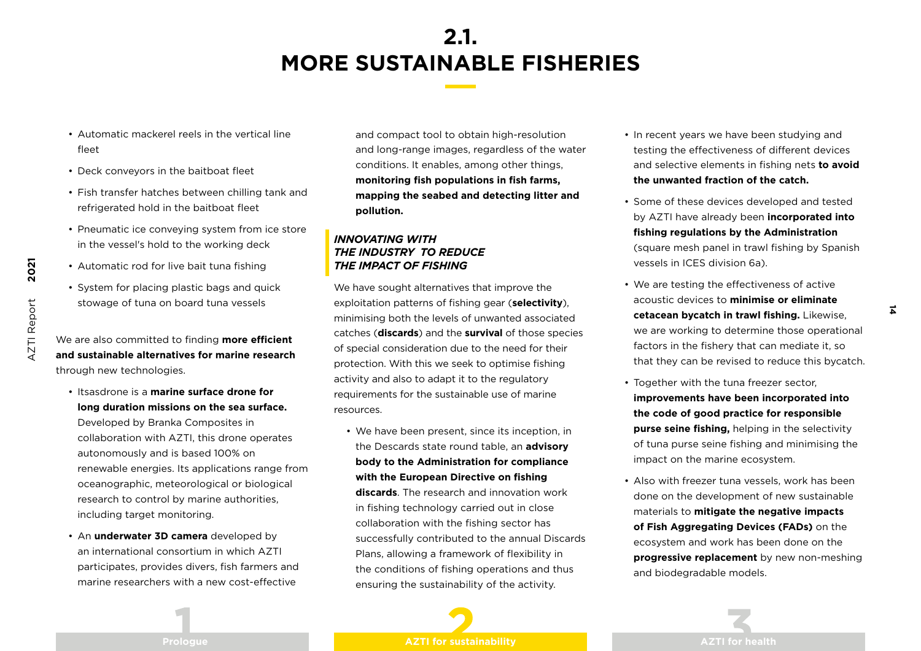# 2.1. MORE SUSTAINABLE FISHERIES

- Automatic mackerel reels in the vertical line fleet
- Deck conveyors in the baitboat fleet
- Fish transfer hatches between chilling tank and refrigerated hold in the baitboat fleet
- Pneumatic ice conveying system from ice store in the vessel's hold to the working deck
- Automatic rod for live bait tuna fishing
- System for placing plastic bags and quick stowage of tuna on board tuna vessels

We are also committed to finding **more efficient and sustainable alternatives for marine research** through new technologies.

- Itsasdrone is a **marine surface drone for long duration missions on the sea surface.** Developed by Branka Composites in collaboration with AZTI, this drone operates autonomously and is based 100% on renewable energies. Its applications range from oceanographic, meteorological or biological research to control by marine authorities, including target monitoring.
- An **underwater 3D camera** developed by an international consortium in which AZTI participates, provides divers, fish farmers and marine researchers with a new cost-effective and compact tool to obtain high-resolution and long-range images, regardless of the water conditions. It enables, among other things, **monitoring fish populations in fish farms, mapping the seabed and detecting litter and pollution.**

### *INNOVATING WITH THE INDUSTRY TO REDUCE THE IMPACT OF FISHING*

We have sought alternatives that improve the exploitation patterns of fishing gear (**selectivity**), minimising both the levels of unwanted associated catches (**discards**) and the **survival** of those species of special consideration due to the need for their protection. With this we seek to optimise fishing activity and also to adapt it to the regulatory requirements for the sustainable use of marine resources.

- We have been present, since its inception, in the Descards state round table, an **advisory body to the Administration for compliance with the European Directive on fishing discards**. The research and innovation work in fishing technology carried out in close collaboration with the fishing sector has successfully contributed to the annual Discards Plans, allowing a framework of flexibility in the conditions of fishing operations and thus ensuring the sustainability of the activity.
- In recent years we have been studying and testing the effectiveness of different devices and selective elements in fishing nets **to avoid the unwanted fraction of the catch.**
- Some of these devices developed and tested by AZTI have already been **incorporated into fishing regulations by the Administration** (square mesh panel in trawl fishing by Spanish vessels in ICES division 6a).
- We are testing the effectiveness of active acoustic devices to **minimise or eliminate cetacean bycatch in trawl fishing.** Likewise, we are working to determine those operational factors in the fishery that can mediate it, so that they can be revised to reduce this bycatch.
- Together with the tuna freezer sector, **improvements have been incorporated into the code of good practice for responsible purse seine fishing,** helping in the selectivity of tuna purse seine fishing and minimising the impact on the marine ecosystem.
- Also with freezer tuna vessels, work has been done on the development of new sustainable materials to **mitigate the negative impacts of Fish Aggregating Devices (FADs)** on the ecosystem and work has been done on the **progressive replacement** by new non-meshing and biodegradable models.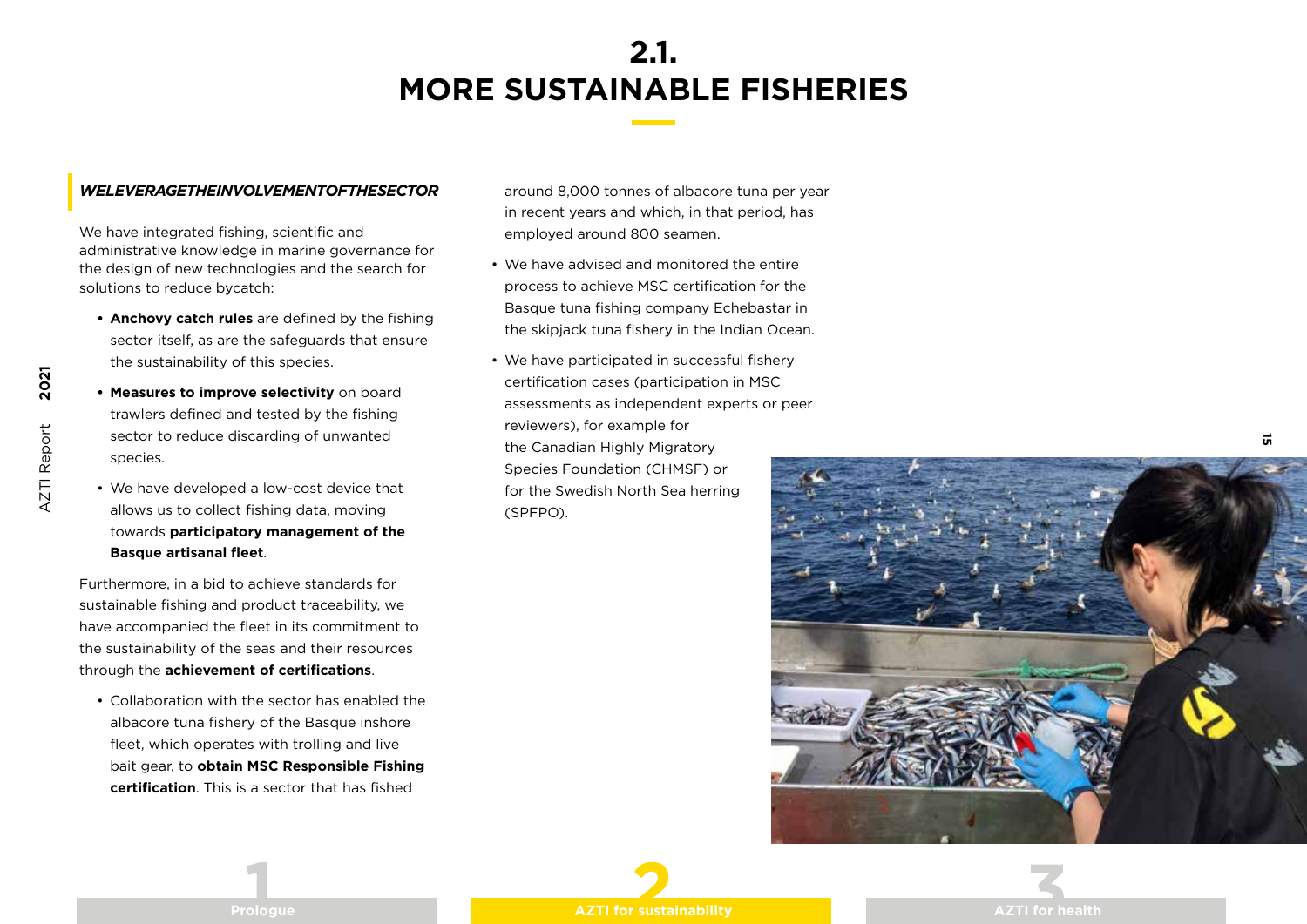# 2.1. MORE SUSTAINABLE FISHERIES

### *WELEVERAGETHEINVOLVEMENTOFTHESECTOR*

We have integrated fishing, scientific and administrative knowledge in marine governance for the design of new technologies and the search for solutions to reduce bycatch:

- **Anchovy catch rules** are defined by the fishing sector itself, as are the safeguards that ensure the sustainability of this species.
- **Measures to improve selectivity** on board trawlers defined and tested by the fishing sector to reduce discarding of unwanted species.
- We have developed a low-cost device that allows us to collect fishing data, moving towards **participatory management of the Basque artisanal fleet**.

Furthermore, in a bid to achieve standards for sustainable fishing and product traceability, we have accompanied the fleet in its commitment to the sustainability of the seas and their resources through the **achievement of certifications**.

- Collaboration with the sector has enabled the albacore tuna fishery of the Basque inshore fleet, which operates with trolling and live bait gear, to **obtain MSC Responsible Fishing certification**. This is a sector that has fished around 8,000 tonnes of albacore tuna per year in recent years and which, in that period, has employed around 800 seamen.
- We have advised and monitored the entire process to achieve MSC certification for the Basque tuna fishing company Echebastar in the skipjack tuna fishery in the Indian Ocean.
- We have participated in successful fishery certification cases (participation in MSC assessments as independent experts or peer reviewers), for example for the Canadian Highly Migratory Species Foundation (CHMSF) or for the Swedish North Sea herring (SPFPO).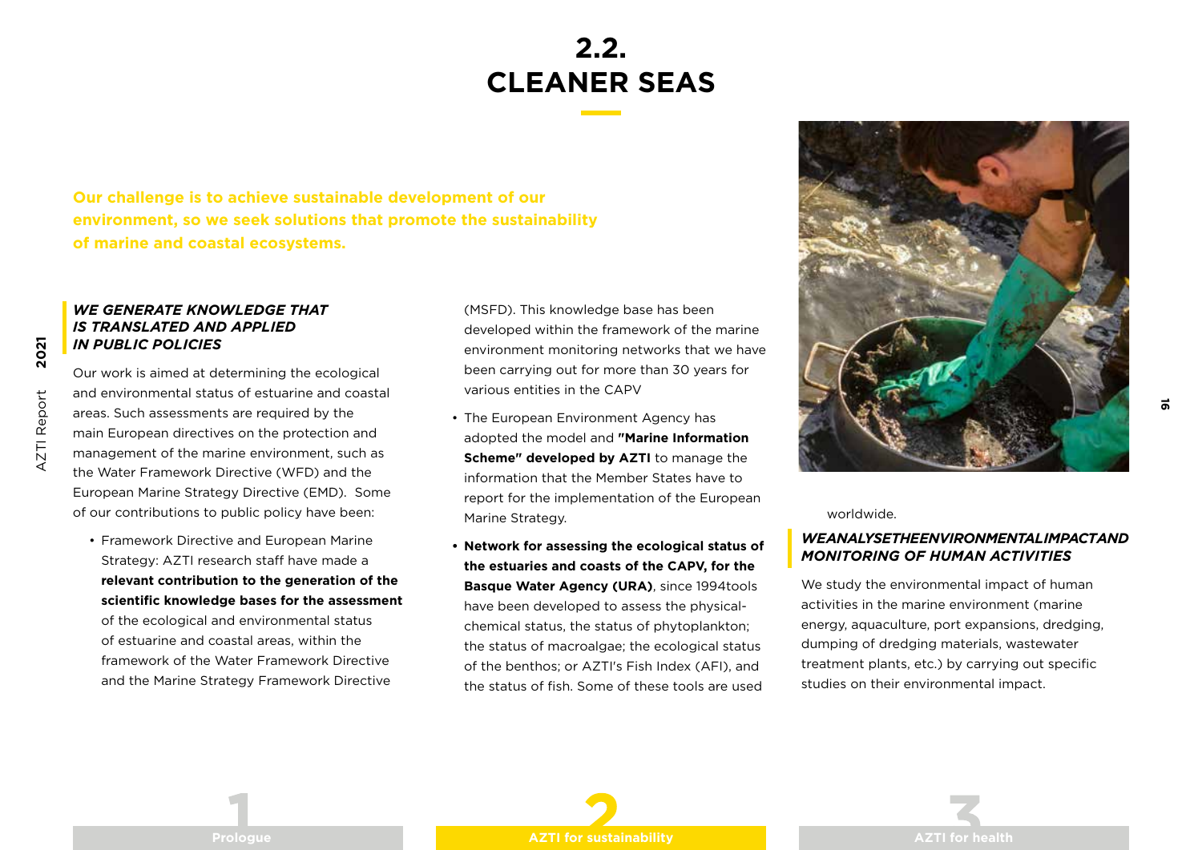# 2.2. CLEANER SEAS

**Our challenge is to achieve sustainable development of our environment, so we seek solutions that promote the sustainability of marine and coastal ecosystems.**

### *WE GENERATE KNOWLEDGE THAT IS TRANSLATED AND APPLIED IN PUBLIC POLICIES*

Our work is aimed at determining the ecological and environmental status of estuarine and coastal areas. Such assessments are required by the main European directives on the protection and management of the marine environment, such as the Water Framework Directive (WFD) and the European Marine Strategy Directive (EMD). Some of our contributions to public policy have been:

- Framework Directive and European Marine Strategy: AZTI research staff have made a **relevant contribution to the generation of the scientific knowledge bases for the assessment** of the ecological and environmental status of estuarine and coastal areas, within the framework of the Water Framework Directive and the Marine Strategy Framework Directive (MSFD). This knowledge base has been developed within the framework of the marine environment monitoring networks that we have been carrying out for more than 30 years for various entities in the CAPV
- The European Environment Agency has adopted the model and **"Marine Information Scheme" developed by AZTI** to manage the information that the Member States have to report for the implementation of the European Marine Strategy.
- **Network for assessing the ecological status of the estuaries and coasts of the CAPV, for the Basque Water Agency (URA)**, since 1994tools have been developed to assess the physical-chemical status, the status of phytoplankton; the status of macroalgae; the ecological status of the benthos; or AZTI's Fish Index (AFI), and the status of fish. Some of these tools are used worldwide.

### *WEANALYSETHEENVIRONMENTALIMPACTAND MONITORING OF HUMAN ACTIVITIES*

We study the environmental impact of human activities in the marine environment (marine energy, aquaculture, port expansions, dredging, dumping of dredging materials, wastewater treatment plants, etc.) by carrying out specific studies on their environmental impact.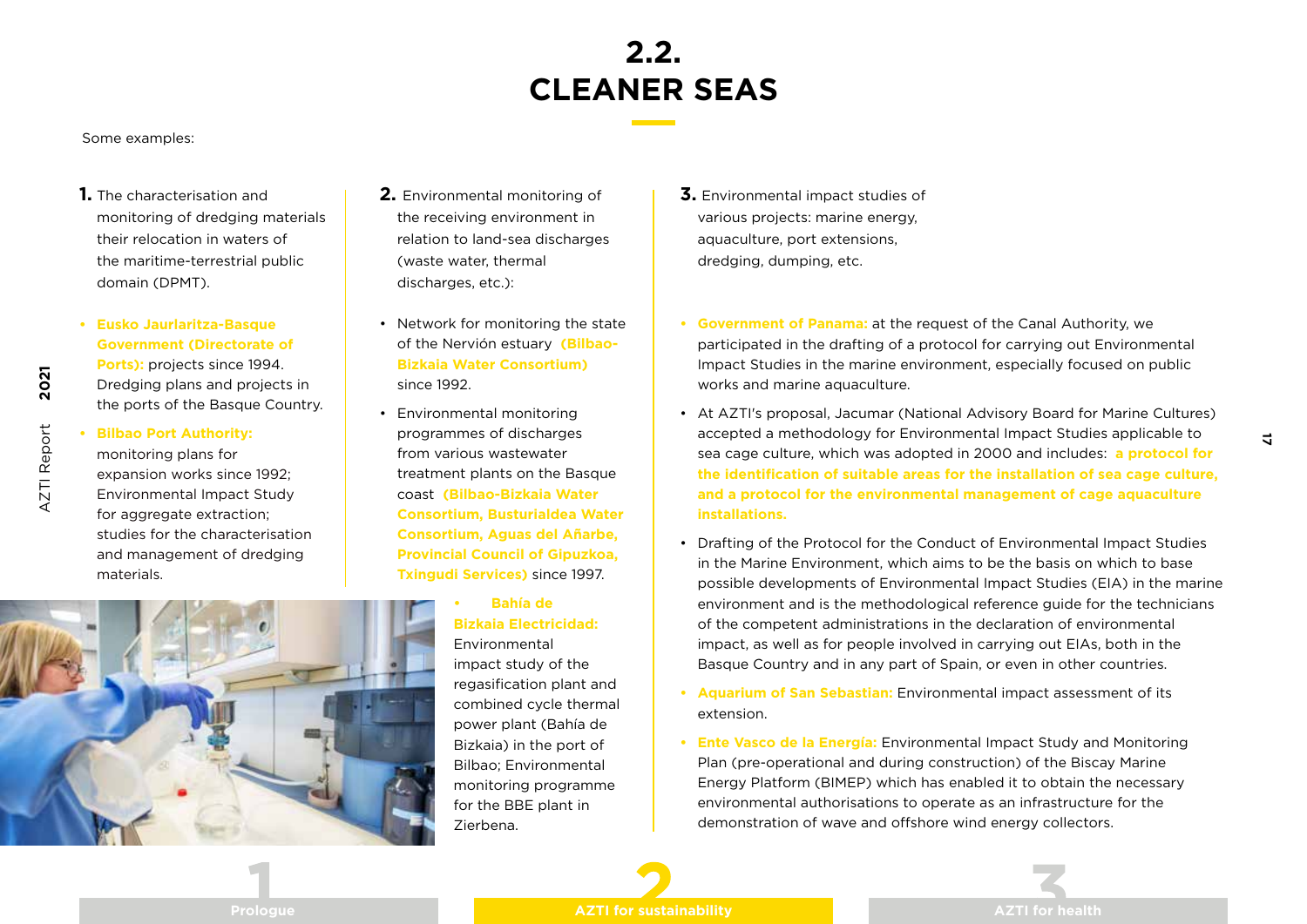# 2.2. CLEANER SEAS

Some examples:

**1.** The characterisation and monitoring of dredging materials their relocation in waters of the maritime-terrestrial public domain (DPMT).

- **Eusko Jaurlaritza-Basque Government (Directorate of Ports):** projects since 1994. Dredging plans and projects in the ports of the Basque Country.
- **Bilbao Port Authority:** monitoring plans for expansion works since 1992; Environmental Impact Study for aggregate extraction; studies for the characterisation and management of dredging materials.

**2.** Environmental monitoring of the receiving environment in relation to land-sea discharges (waste water, thermal discharges, etc.):

- Network for monitoring the state of the Nervión estuary **(Bilbao-Bizkaia Water Consortium)** since 1992.
- Environmental monitoring programmes of discharges from various wastewater treatment plants on the Basque coast **(Bilbao-Bizkaia Water Consortium, Busturialdea Water Consortium, Aguas del Añarbe, Provincial Council of Gipuzkoa, Txingudi Services)** since 1997.
- **Bahía de Bizkaia Electricidad:** Environmental impact study of the regasification plant and combined cycle thermal power plant (Bahía de Bizkaia) in the port of Bilbao; Environmental monitoring programme for the BBE plant in Zierbena.

**3.** Environmental impact studies of various projects: marine energy, aquaculture, port extensions, dredging, dumping, etc.

- **Government of Panama:** at the request of the Canal Authority, we participated in the drafting of a protocol for carrying out Environmental Impact Studies in the marine environment, especially focused on public works and marine aquaculture.
- At AZTI's proposal, Jacumar (National Advisory Board for Marine Cultures) accepted a methodology for Environmental Impact Studies applicable to sea cage culture, which was adopted in 2000 and includes: **a protocol for the identification of suitable areas for the installation of sea cage culture, and a protocol for the environmental management of cage aquaculture installations.**
- Drafting of the Protocol for the Conduct of Environmental Impact Studies in the Marine Environment, which aims to be the basis on which to base possible developments of Environmental Impact Studies (EIA) in the marine environment and is the methodological reference guide for the technicians of the competent administrations in the declaration of environmental impact, as well as for people involved in carrying out EIAs, both in the Basque Country and in any part of Spain, or even in other countries.
- **Aquarium of San Sebastian:** Environmental impact assessment of its extension.
- **Ente Vasco de la Energía:** Environmental Impact Study and Monitoring Plan (pre-operational and during construction) of the Biscay Marine Energy Platform (BIMEP) which has enabled it to obtain the necessary environmental authorisations to operate as an infrastructure for the demonstration of wave and offshore wind energy collectors.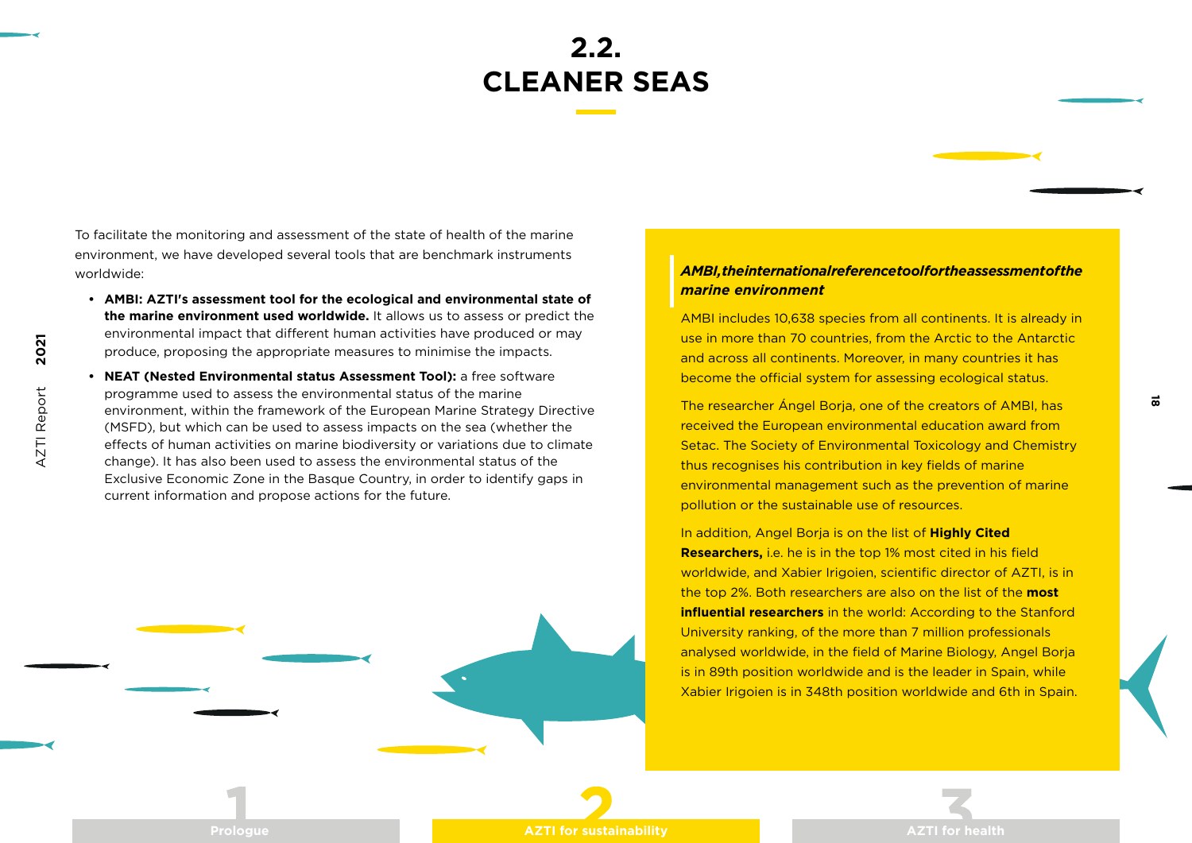# 2.2. CLEANER SEAS

To facilitate the monitoring and assessment of the state of health of the marine environment, we have developed several tools that are benchmark instruments worldwide:

- **AMBI: AZTI's assessment tool for the ecological and environmental state of the marine environment used worldwide.** It allows us to assess or predict the environmental impact that different human activities have produced or may produce, proposing the appropriate measures to minimise the impacts.
- **NEAT (Nested Environmental status Assessment Tool):** a free software programme used to assess the environmental status of the marine environment, within the framework of the European Marine Strategy Directive (MSFD), but which can be used to assess impacts on the sea (whether the effects of human activities on marine biodiversity or variations due to climate change). It has also been used to assess the environmental status of the Exclusive Economic Zone in the Basque Country, in order to identify gaps in current information and propose actions for the future.

***AMBI, the international reference tool for the assessment of the marine environment***

AMBI includes 10,638 species from all continents. It is already in use in more than 70 countries, from the Arctic to the Antarctic and across all continents. Moreover, in many countries it has become the official system for assessing ecological status.

The researcher Ángel Borja, one of the creators of AMBI, has received the European environmental education award from Setac. The Society of Environmental Toxicology and Chemistry thus recognises his contribution in key fields of marine environmental management such as the prevention of marine pollution or the sustainable use of resources.

In addition, Angel Borja is on the list of **Highly Cited Researchers,** i.e. he is in the top 1% most cited in his field worldwide, and Xabier Irigoien, scientific director of AZTI, is in the top 2%. Both researchers are also on the list of the **most influential researchers** in the world: According to the Stanford University ranking, of the more than 7 million professionals analysed worldwide, in the field of Marine Biology, Angel Borja is in 89th position worldwide and is the leader in Spain, while Xabier Irigoien is in 348th position worldwide and 6th in Spain.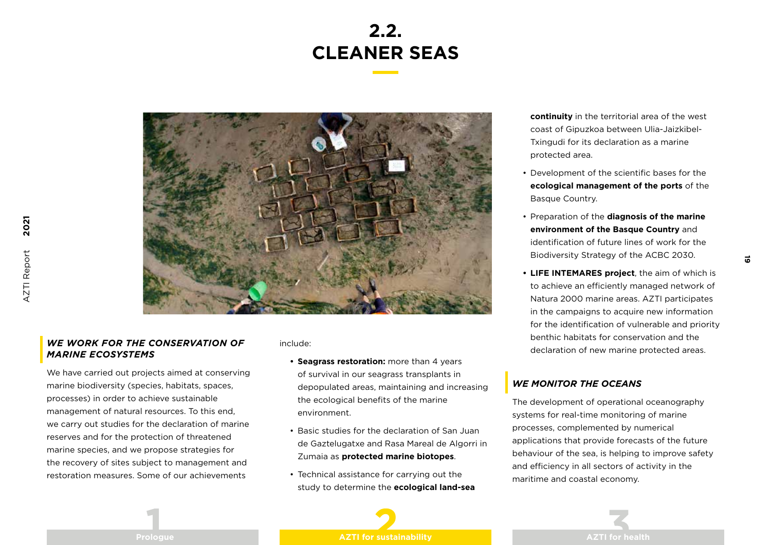# 2.2. CLEANER SEAS

## *WE WORK FOR THE CONSERVATION OF MARINE ECOSYSTEMS*

We have carried out projects aimed at conserving marine biodiversity (species, habitats, spaces, processes) in order to achieve sustainable management of natural resources. To this end, we carry out studies for the declaration of marine reserves and for the protection of threatened marine species, and we propose strategies for the recovery of sites subject to management and restoration measures. Some of our achievements include:

- **Seagrass restoration:** more than 4 years of survival in our seagrass transplants in depopulated areas, maintaining and increasing the ecological benefits of the marine environment.
- Basic studies for the declaration of San Juan de Gaztelugatxe and Rasa Mareal de Algorri in Zumaia as **protected marine biotopes**.
- Technical assistance for carrying out the study to determine the **ecological land-sea continuity** in the territorial area of the west coast of Gipuzkoa between Ulia-Jaizkibel-Txingudi for its declaration as a marine protected area.
- Development of the scientific bases for the **ecological management of the ports** of the Basque Country.
- Preparation of the **diagnosis of the marine environment of the Basque Country** and identification of future lines of work for the Biodiversity Strategy of the ACBC 2030.
- **LIFE INTEMARES project**, the aim of which is to achieve an efficiently managed network of Natura 2000 marine areas. AZTI participates in the campaigns to acquire new information for the identification of vulnerable and priority benthic habitats for conservation and the declaration of new marine protected areas.

## *WE MONITOR THE OCEANS*

The development of operational oceanography systems for real-time monitoring of marine processes, complemented by numerical applications that provide forecasts of the future behaviour of the sea, is helping to improve safety and efficiency in all sectors of activity in the maritime and coastal economy.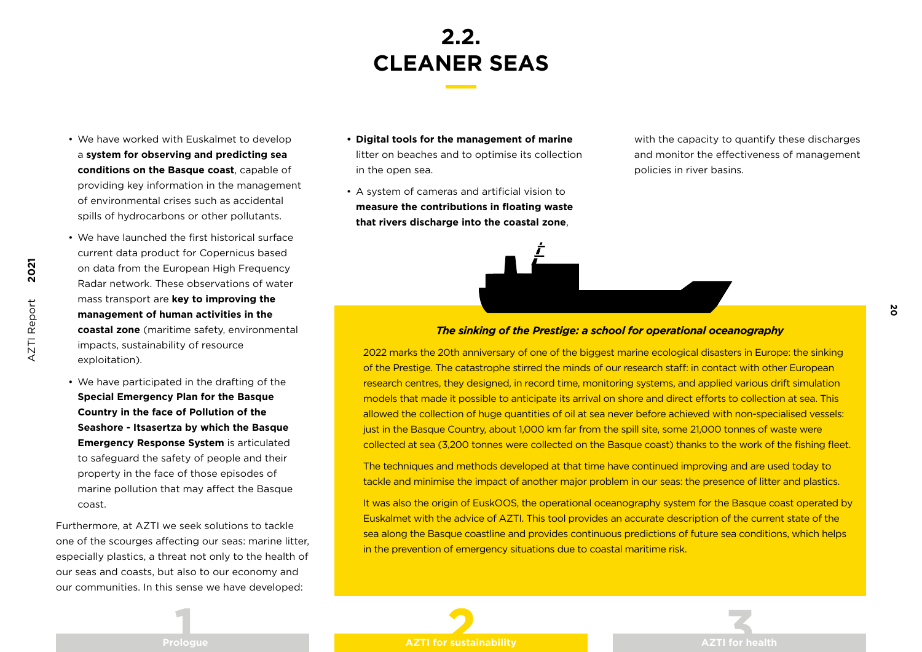# 2.2. CLEANER SEAS

- We have worked with Euskalmet to develop a **system for observing and predicting sea conditions on the Basque coast**, capable of providing key information in the management of environmental crises such as accidental spills of hydrocarbons or other pollutants.
- We have launched the first historical surface current data product for Copernicus based on data from the European High Frequency Radar network. These observations of water mass transport are **key to improving the management of human activities in the coastal zone** (maritime safety, environmental impacts, sustainability of resource exploitation).
- We have participated in the drafting of the **Special Emergency Plan for the Basque Country in the face of Pollution of the Seashore - Itsasertza by which the Basque Emergency Response System** is articulated to safeguard the safety of people and their property in the face of those episodes of marine pollution that may affect the Basque coast.

Furthermore, at AZTI we seek solutions to tackle one of the scourges affecting our seas: marine litter, especially plastics, a threat not only to the health of our seas and coasts, but also to our economy and our communities. In this sense we have developed:

- **Digital tools for the management of marine** litter on beaches and to optimise its collection in the open sea.
- A system of cameras and artificial vision to **measure the contributions in floating waste that rivers discharge into the coastal zone**, with the capacity to quantify these discharges and monitor the effectiveness of management policies in river basins.

***The sinking of the Prestige: a school for operational oceanography***

2022 marks the 20th anniversary of one of the biggest marine ecological disasters in Europe: the sinking of the Prestige. The catastrophe stirred the minds of our research staff: in contact with other European research centres, they designed, in record time, monitoring systems, and applied various drift simulation models that made it possible to anticipate its arrival on shore and direct efforts to collection at sea. This allowed the collection of huge quantities of oil at sea never before achieved with non-specialised vessels: just in the Basque Country, about 1,000 km far from the spill site, some 21,000 tonnes of waste were collected at sea (3,200 tonnes were collected on the Basque coast) thanks to the work of the fishing fleet.

The techniques and methods developed at that time have continued improving and are used today to tackle and minimise the impact of another major problem in our seas: the presence of litter and plastics.

It was also the origin of EuskOOS, the operational oceanography system for the Basque coast operated by Euskalmet with the advice of AZTI. This tool provides an accurate description of the current state of the sea along the Basque coastline and provides continuous predictions of future sea conditions, which helps in the prevention of emergency situations due to coastal maritime risk.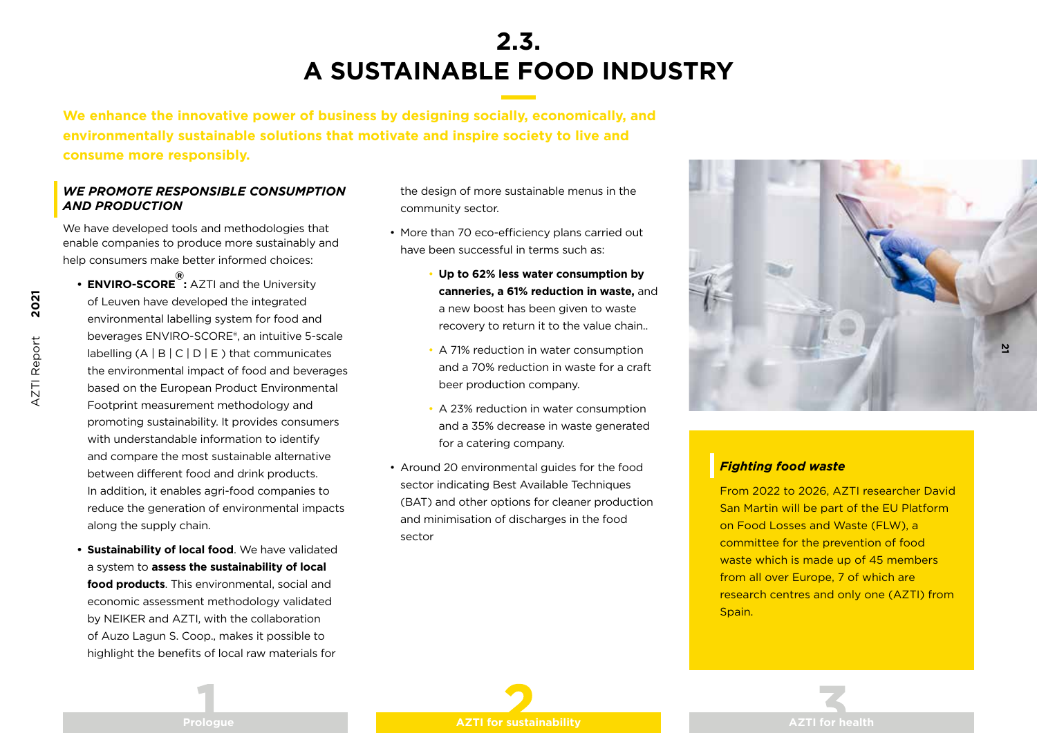# 2.3. A SUSTAINABLE FOOD INDUSTRY

**We enhance the innovative power of business by designing socially, economically, and environmentally sustainable solutions that motivate and inspire society to live and consume more responsibly.**

### *WE PROMOTE RESPONSIBLE CONSUMPTION AND PRODUCTION*

We have developed tools and methodologies that enable companies to produce more sustainably and help consumers make better informed choices:

- **ENVIRO-SCORE®:** AZTI and the University of Leuven have developed the integrated environmental labelling system for food and beverages ENVIRO-SCORE®, an intuitive 5-scale labelling (A | B | C | D | E ) that communicates the environmental impact of food and beverages based on the European Product Environmental Footprint measurement methodology and promoting sustainability. It provides consumers with understandable information to identify and compare the most sustainable alternative between different food and drink products. In addition, it enables agri-food companies to reduce the generation of environmental impacts along the supply chain.
- **Sustainability of local food**. We have validated a system to **assess the sustainability of local food products**. This environmental, social and economic assessment methodology validated by NEIKER and AZTI, with the collaboration of Auzo Lagun S. Coop., makes it possible to highlight the benefits of local raw materials for the design of more sustainable menus in the community sector.
- More than 70 eco-efficiency plans carried out have been successful in terms such as:
  - **Up to 62% less water consumption by canneries, a 61% reduction in waste,** and a new boost has been given to waste recovery to return it to the value chain..
  - A 71% reduction in water consumption and a 70% reduction in waste for a craft beer production company.
  - A 23% reduction in water consumption and a 35% decrease in waste generated for a catering company.
- Around 20 environmental guides for the food sector indicating Best Available Techniques (BAT) and other options for cleaner production and minimisation of discharges in the food sector

### *Fighting food waste*

From 2022 to 2026, AZTI researcher David San Martin will be part of the EU Platform on Food Losses and Waste (FLW), a committee for the prevention of food waste which is made up of 45 members from all over Europe, 7 of which are research centres and only one (AZTI) from Spain.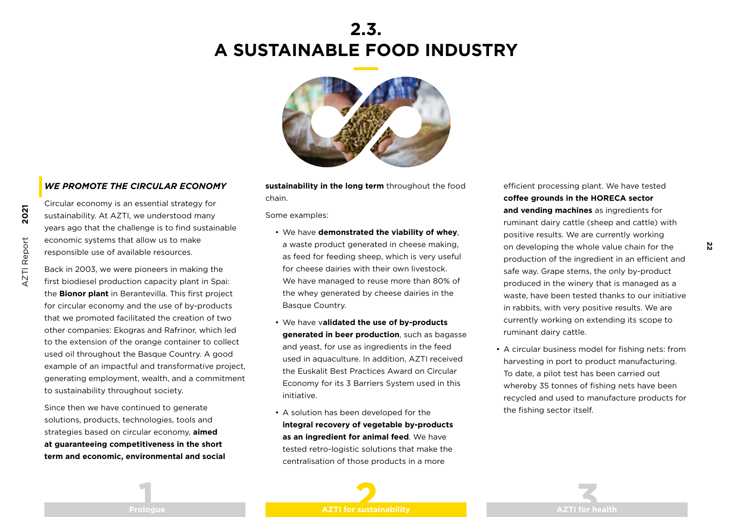# 2.3. A SUSTAINABLE FOOD INDUSTRY

### *WE PROMOTE THE CIRCULAR ECONOMY*

Circular economy is an essential strategy for sustainability. At AZTI, we understood many years ago that the challenge is to find sustainable economic systems that allow us to make responsible use of available resources.

Back in 2003, we were pioneers in making the first biodiesel production capacity plant in Spai: the **Bionor plant** in Berantevilla. This first project for circular economy and the use of by-products that we promoted facilitated the creation of two other companies: Ekogras and Rafrinor, which led to the extension of the orange container to collect used oil throughout the Basque Country. A good example of an impactful and transformative project, generating employment, wealth, and a commitment to sustainability throughout society.

Since then we have continued to generate solutions, products, technologies, tools and strategies based on circular economy, **aimed at guaranteeing competitiveness in the short term and economic, environmental and social sustainability in the long term** throughout the food chain.

Some examples:

- We have **demonstrated the viability of whey**, a waste product generated in cheese making, as feed for feeding sheep, which is very useful for cheese dairies with their own livestock. We have managed to reuse more than 80% of the whey generated by cheese dairies in the Basque Country.
- We have v**alidated the use of by-products generated in beer production**, such as bagasse and yeast, for use as ingredients in the feed used in aquaculture. In addition, AZTI received the Euskalit Best Practices Award on Circular Economy for its 3 Barriers System used in this initiative.
- A solution has been developed for the **integral recovery of vegetable by-products as an ingredient for animal feed**. We have tested retro-logistic solutions that make the centralisation of those products in a more efficient processing plant. We have tested **coffee grounds in the HORECA sector and vending machines** as ingredients for ruminant dairy cattle (sheep and cattle) with positive results. We are currently working on developing the whole value chain for the production of the ingredient in an efficient and safe way. Grape stems, the only by-product produced in the winery that is managed as a waste, have been tested thanks to our initiative in rabbits, with very positive results. We are currently working on extending its scope to ruminant dairy cattle.
- A circular business model for fishing nets: from harvesting in port to product manufacturing. To date, a pilot test has been carried out whereby 35 tonnes of fishing nets have been recycled and used to manufacture products for the fishing sector itself.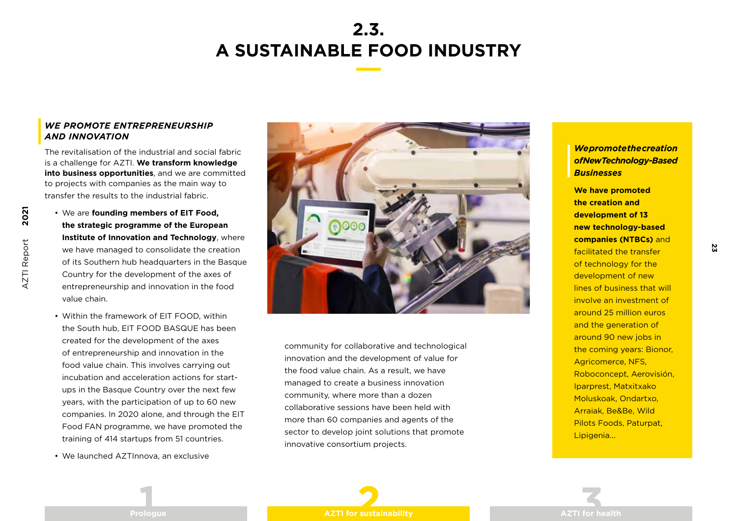# 2.3. A SUSTAINABLE FOOD INDUSTRY

### *WE PROMOTE ENTREPRENEURSHIP AND INNOVATION*

The revitalisation of the industrial and social fabric is a challenge for AZTI. **We transform knowledge into business opportunities**, and we are committed to projects with companies as the main way to transfer the results to the industrial fabric.

- We are **founding members of EIT Food, the strategic programme of the European Institute of Innovation and Technology**, where we have managed to consolidate the creation of its Southern hub headquarters in the Basque Country for the development of the axes of entrepreneurship and innovation in the food value chain.
- Within the framework of EIT FOOD, within the South hub, EIT FOOD BASQUE has been created for the development of the axes of entrepreneurship and innovation in the food value chain. This involves carrying out incubation and acceleration actions for start-ups in the Basque Country over the next few years, with the participation of up to 60 new companies. In 2020 alone, and through the EIT Food FAN programme, we have promoted the training of 414 startups from 51 countries.
- We launched AZTInnova, an exclusive community for collaborative and technological innovation and the development of value for the food value chain. As a result, we have managed to create a business innovation community, where more than a dozen collaborative sessions have been held with more than 60 companies and agents of the sector to develop joint solutions that promote innovative consortium projects.

### *We promote the creation of New Technology-Based Businesses*

**We have promoted the creation and development of 13 new technology-based companies (NTBCs)** and facilitated the transfer of technology for the development of new lines of business that will involve an investment of around 25 million euros and the generation of around 90 new jobs in the coming years: Bionor, Agricomerce, NFS, Roboconcept, Aerovisión, Iparprest, Matxitxako Moluskoak, Ondartxo, Arraiak, Be&Be, Wild Pilots Foods, Paturpat, Lipigenia...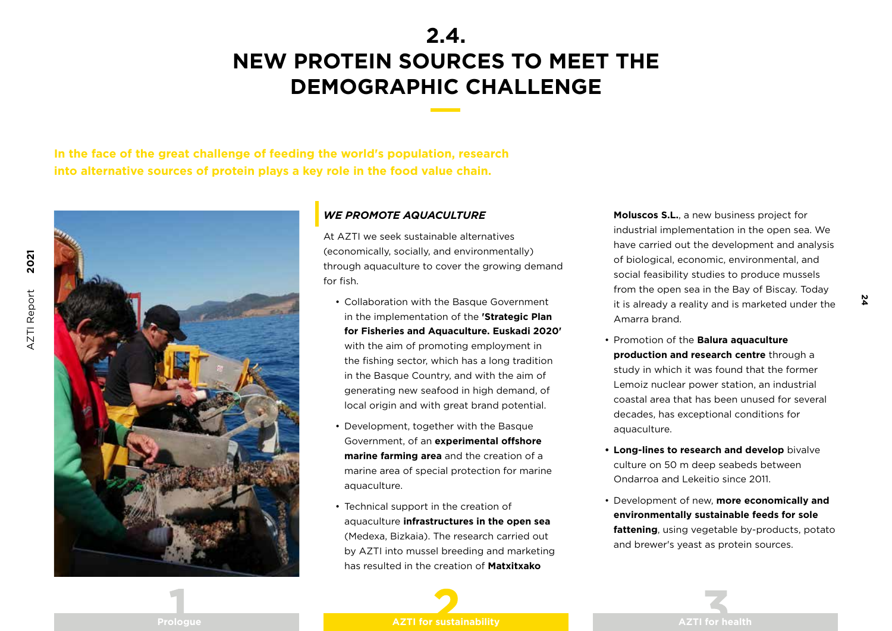# 2.4. NEW PROTEIN SOURCES TO MEET THE DEMOGRAPHIC CHALLENGE

**In the face of the great challenge of feeding the world's population, research into alternative sources of protein plays a key role in the food value chain.**

### *WE PROMOTE AQUACULTURE*

At AZTI we seek sustainable alternatives (economically, socially, and environmentally) through aquaculture to cover the growing demand for fish.

- Collaboration with the Basque Government in the implementation of the **'Strategic Plan for Fisheries and Aquaculture. Euskadi 2020'** with the aim of promoting employment in the fishing sector, which has a long tradition in the Basque Country, and with the aim of generating new seafood in high demand, of local origin and with great brand potential.
- Development, together with the Basque Government, of an **experimental offshore marine farming area** and the creation of a marine area of special protection for marine aquaculture.
- Technical support in the creation of aquaculture **infrastructures in the open sea** (Medexa, Bizkaia). The research carried out by AZTI into mussel breeding and marketing has resulted in the creation of **Matxitxako Moluscos S.L.**, a new business project for industrial implementation in the open sea. We have carried out the development and analysis of biological, economic, environmental, and social feasibility studies to produce mussels from the open sea in the Bay of Biscay. Today it is already a reality and is marketed under the Amarra brand.
- Promotion of the **Balura aquaculture production and research centre** through a study in which it was found that the former Lemoiz nuclear power station, an industrial coastal area that has been unused for several decades, has exceptional conditions for aquaculture.
- **Long-lines to research and develop** bivalve culture on 50 m deep seabeds between Ondarroa and Lekeitio since 2011.
- Development of new, **more economically and environmentally sustainable feeds for sole fattening**, using vegetable by-products, potato and brewer's yeast as protein sources.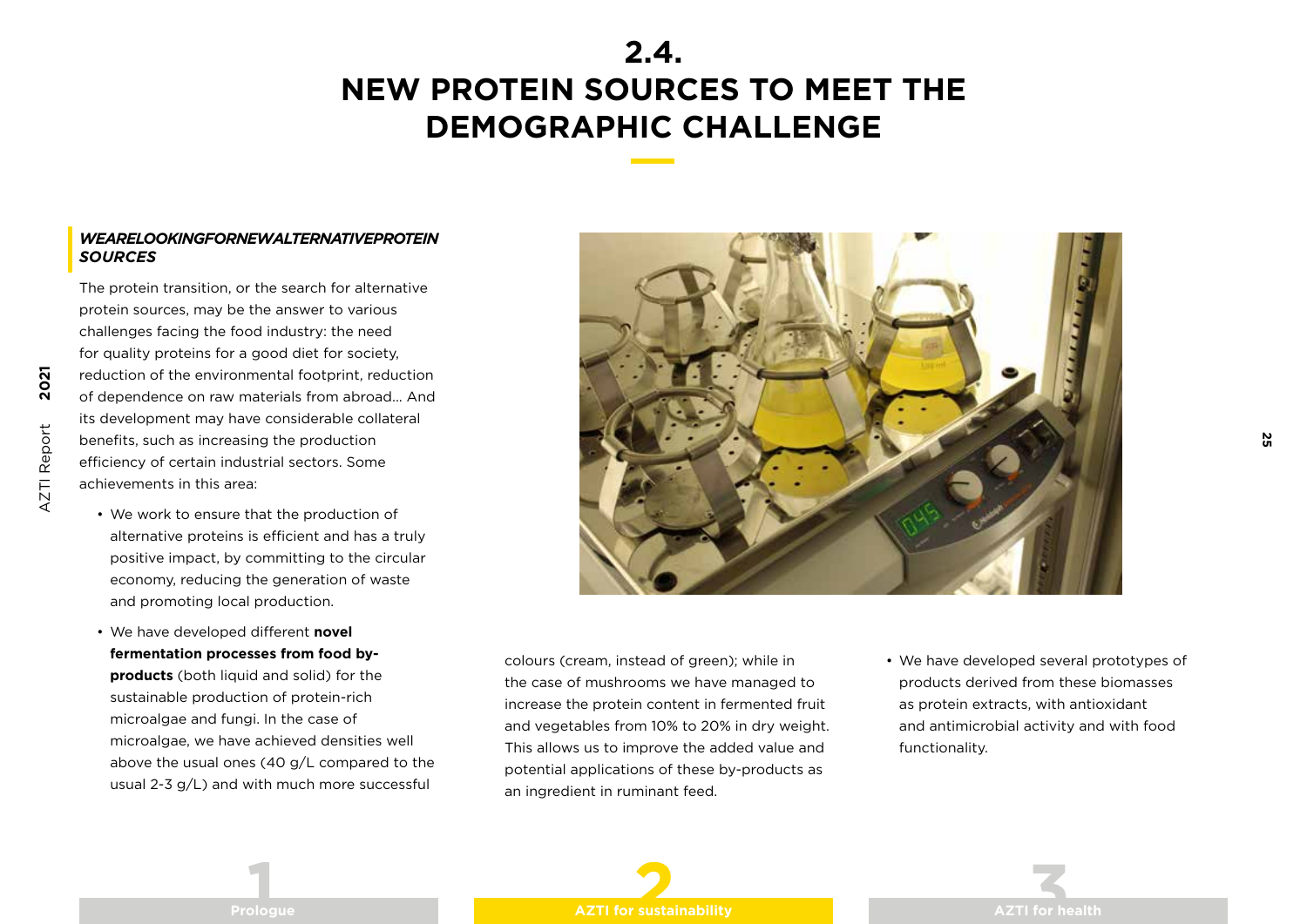# 2.4. NEW PROTEIN SOURCES TO MEET THE DEMOGRAPHIC CHALLENGE

### *WEARELOOKINGFORNEWALTERNATIVEPROTEIN SOURCES*

The protein transition, or the search for alternative protein sources, may be the answer to various challenges facing the food industry: the need for quality proteins for a good diet for society, reduction of the environmental footprint, reduction of dependence on raw materials from abroad... And its development may have considerable collateral benefits, such as increasing the production efficiency of certain industrial sectors. Some achievements in this area:

- We work to ensure that the production of alternative proteins is efficient and has a truly positive impact, by committing to the circular economy, reducing the generation of waste and promoting local production.
- We have developed different **novel fermentation processes from food by-products** (both liquid and solid) for the sustainable production of protein-rich microalgae and fungi. In the case of microalgae, we have achieved densities well above the usual ones (40 g/L compared to the usual 2-3 g/L) and with much more successful colours (cream, instead of green); while in the case of mushrooms we have managed to increase the protein content in fermented fruit and vegetables from 10% to 20% in dry weight. This allows us to improve the added value and potential applications of these by-products as an ingredient in ruminant feed.
- We have developed several prototypes of products derived from these biomasses as protein extracts, with antioxidant and antimicrobial activity and with food functionality.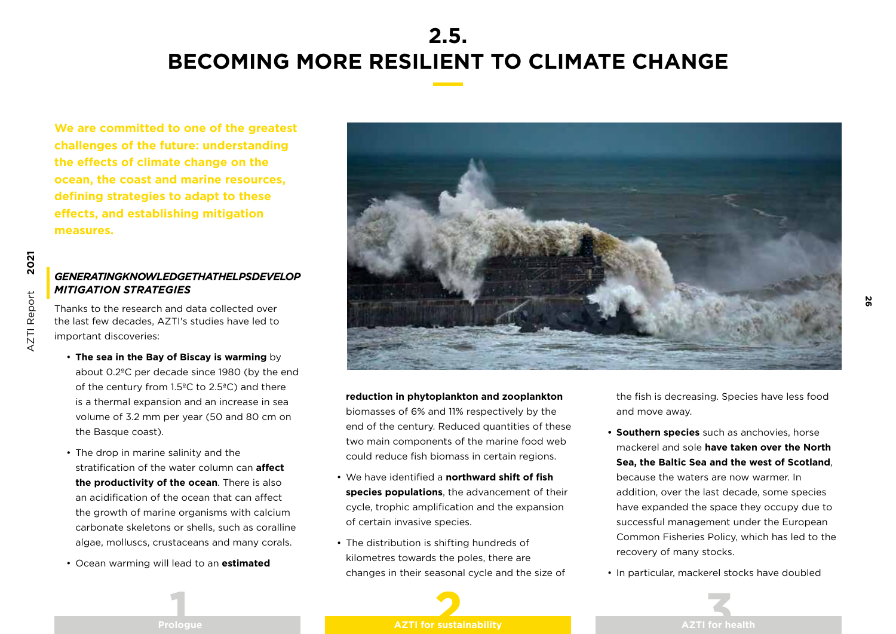# 2.5. BECOMING MORE RESILIENT TO CLIMATE CHANGE

**We are committed to one of the greatest challenges of the future: understanding the effects of climate change on the ocean, the coast and marine resources, defining strategies to adapt to these effects, and establishing mitigation measures.**

### *GENERATINGKNOWLEDGETHATHELPSDEVELOP MITIGATION STRATEGIES*

Thanks to the research and data collected over the last few decades, AZTI's studies have led to important discoveries:

- **The sea in the Bay of Biscay is warming** by about 0.2ºC per decade since 1980 (by the end of the century from 1.5ºC to 2.5ªC) and there is a thermal expansion and an increase in sea volume of 3.2 mm per year (50 and 80 cm on the Basque coast).
- The drop in marine salinity and the stratification of the water column can **affect the productivity of the ocean**. There is also an acidification of the ocean that can affect the growth of marine organisms with calcium carbonate skeletons or shells, such as coralline algae, molluscs, crustaceans and many corals.
- Ocean warming will lead to an **estimated reduction in phytoplankton and zooplankton** biomasses of 6% and 11% respectively by the end of the century. Reduced quantities of these two main components of the marine food web could reduce fish biomass in certain regions.
- We have identified a **northward shift of fish species populations**, the advancement of their cycle, trophic amplification and the expansion of certain invasive species.
- The distribution is shifting hundreds of kilometres towards the poles, there are changes in their seasonal cycle and the size of the fish is decreasing. Species have less food and move away.
- **Southern species** such as anchovies, horse mackerel and sole **have taken over the North Sea, the Baltic Sea and the west of Scotland**, because the waters are now warmer. In addition, over the last decade, some species have expanded the space they occupy due to successful management under the European Common Fisheries Policy, which has led to the recovery of many stocks.
- In particular, mackerel stocks have doubled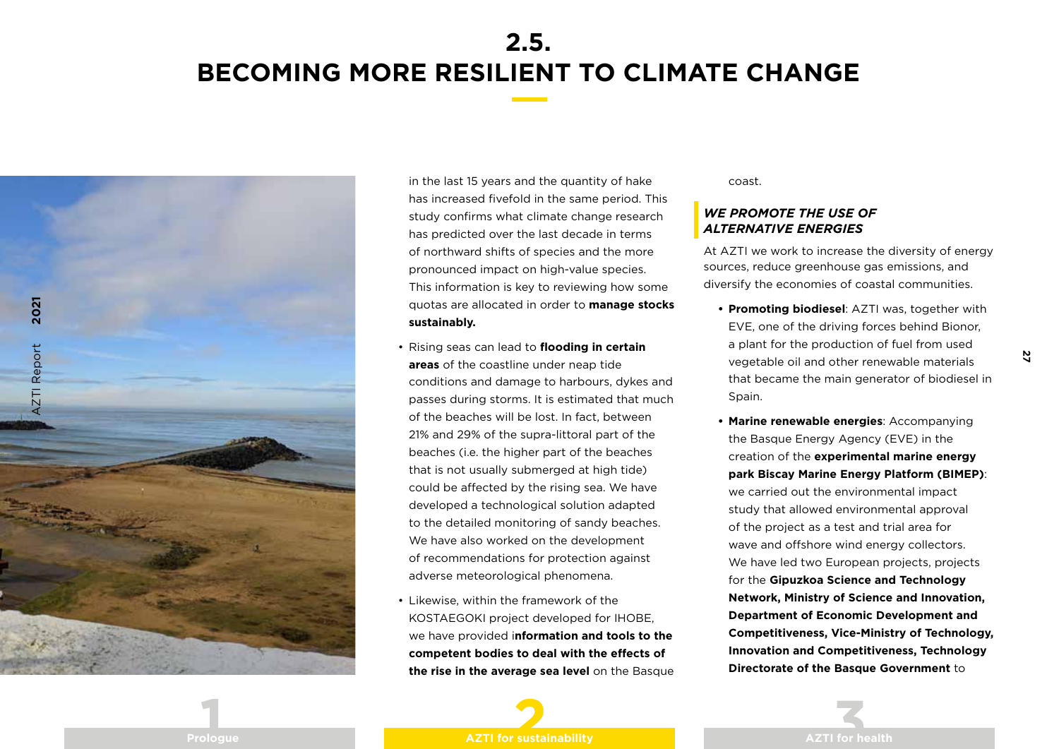## 2.5. BECOMING MORE RESILIENT TO CLIMATE CHANGE

in the last 15 years and the quantity of hake has increased fivefold in the same period. This study confirms what climate change research has predicted over the last decade in terms of northward shifts of species and the more pronounced impact on high-value species. This information is key to reviewing how some quotas are allocated in order to **manage stocks sustainably.**

- Rising seas can lead to **flooding in certain areas** of the coastline under neap tide conditions and damage to harbours, dykes and passes during storms. It is estimated that much of the beaches will be lost. In fact, between 21% and 29% of the supra-littoral part of the beaches (i.e. the higher part of the beaches that is not usually submerged at high tide) could be affected by the rising sea. We have developed a technological solution adapted to the detailed monitoring of sandy beaches. We have also worked on the development of recommendations for protection against adverse meteorological phenomena.
- Likewise, within the framework of the KOSTAEGOKI project developed for IHOBE, we have provided i**nformation and tools to the competent bodies to deal with the effects of the rise in the average sea level** on the Basque coast.

### *WE PROMOTE THE USE OF ALTERNATIVE ENERGIES*

At AZTI we work to increase the diversity of energy sources, reduce greenhouse gas emissions, and diversify the economies of coastal communities.

- **Promoting biodiesel**: AZTI was, together with EVE, one of the driving forces behind Bionor, a plant for the production of fuel from used vegetable oil and other renewable materials that became the main generator of biodiesel in Spain.
- **Marine renewable energies**: Accompanying the Basque Energy Agency (EVE) in the creation of the **experimental marine energy park Biscay Marine Energy Platform (BIMEP)**: we carried out the environmental impact study that allowed environmental approval of the project as a test and trial area for wave and offshore wind energy collectors. We have led two European projects, projects for the **Gipuzkoa Science and Technology Network, Ministry of Science and Innovation, Department of Economic Development and Competitiveness, Vice-Ministry of Technology, Innovation and Competitiveness, Technology Directorate of the Basque Government** to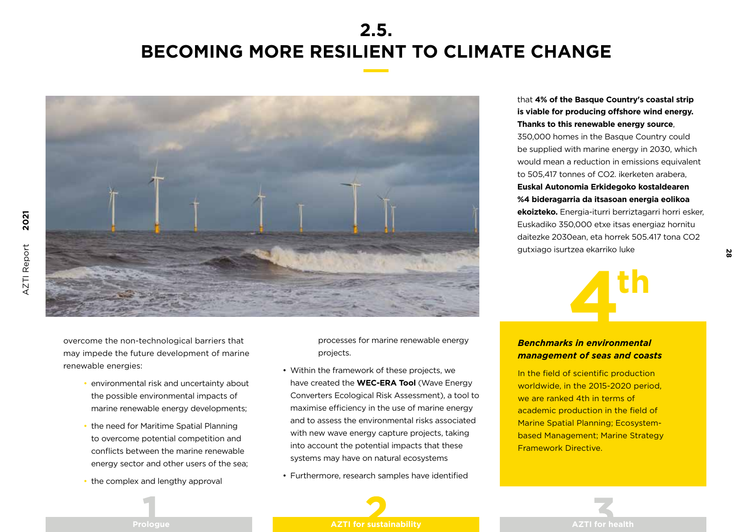# 2.5. BECOMING MORE RESILIENT TO CLIMATE CHANGE

overcome the non-technological barriers that may impede the future development of marine renewable energies:

- environmental risk and uncertainty about the possible environmental impacts of marine renewable energy developments;
- the need for Maritime Spatial Planning to overcome potential competition and conflicts between the marine renewable energy sector and other users of the sea;
- the complex and lengthy approval processes for marine renewable energy projects.

- Within the framework of these projects, we have created the **WEC-ERA Tool** (Wave Energy Converters Ecological Risk Assessment), a tool to maximise efficiency in the use of marine energy and to assess the environmental risks associated with new wave energy capture projects, taking into account the potential impacts that these systems may have on natural ecosystems
- Furthermore, research samples have identified that **4% of the Basque Country's coastal strip is viable for producing offshore wind energy. Thanks to this renewable energy source**, 350,000 homes in the Basque Country could be supplied with marine energy in 2030, which would mean a reduction in emissions equivalent to 505,417 tonnes of $CO_2$. ikerketen arabera, **Euskal Autonomia Erkidegoko kostaldearen %4 bideragarria da itsasoan energia eolikoa ekoizteko.** Energia-iturri berriztagarri horri esker, Euskadiko 350,000 etxe itsas energiaz hornitu daitezke 2030ean, eta horrek 505.417 tona CO2 gutxiago isurtzea ekarriko luke

**4th**

***Benchmarks in environmental management of seas and coasts***

In the field of scientific production worldwide, in the 2015-2020 period, we are ranked 4th in terms of academic production in the field of Marine Spatial Planning; Ecosystem-based Management; Marine Strategy Framework Directive.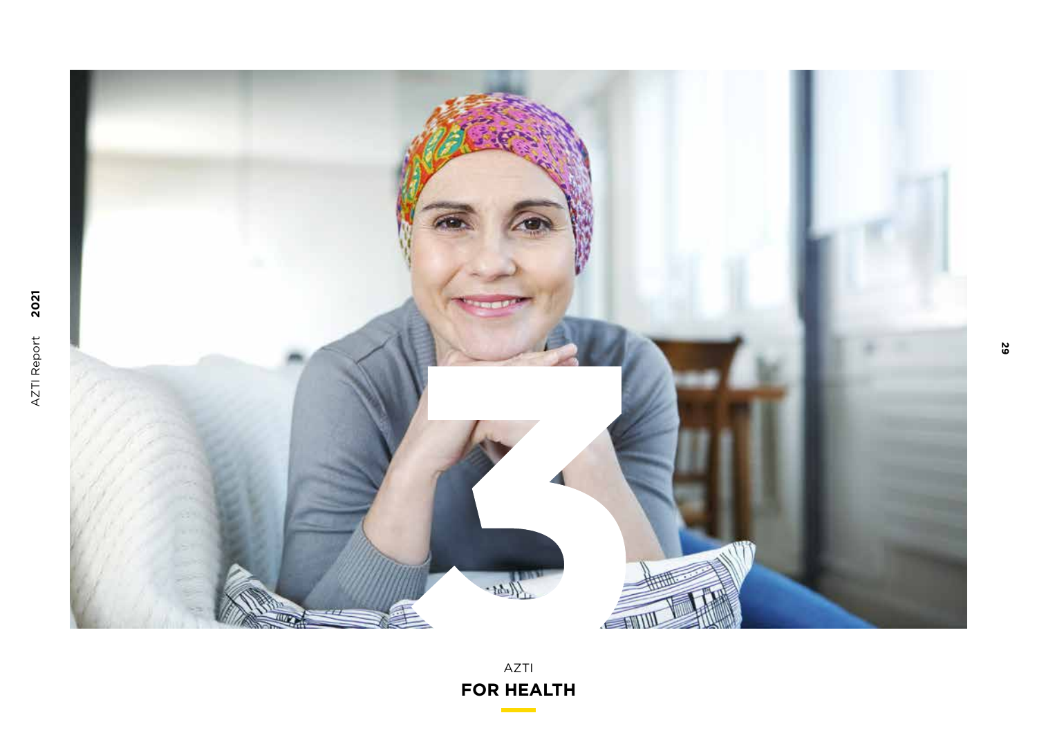# 3

AZTI

## FOR HEALTH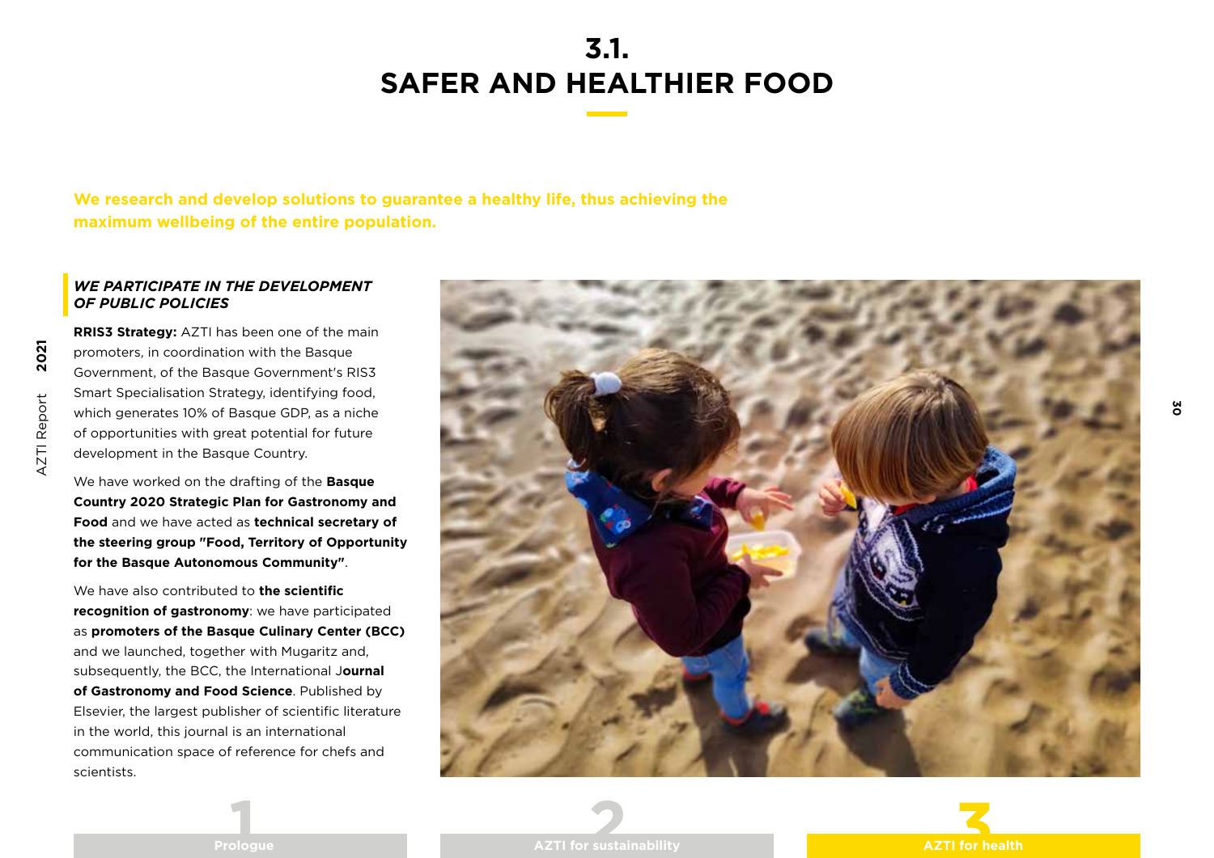# 3.1. SAFER AND HEALTHIER FOOD

**We research and develop solutions to guarantee a healthy life, thus achieving the maximum wellbeing of the entire population.**

### *WE PARTICIPATE IN THE DEVELOPMENT OF PUBLIC POLICIES*

**RRIS3 Strategy:** AZTI has been one of the main promoters, in coordination with the Basque Government, of the Basque Government's RIS3 Smart Specialisation Strategy, identifying food, which generates 10% of Basque GDP, as a niche of opportunities with great potential for future development in the Basque Country.

We have worked on the drafting of the **Basque Country 2020 Strategic Plan for Gastronomy and Food** and we have acted as **technical secretary of the steering group "Food, Territory of Opportunity for the Basque Autonomous Community"**.

We have also contributed to **the scientific recognition of gastronomy**: we have participated as **promoters of the Basque Culinary Center (BCC)** and we launched, together with Mugaritz and, subsequently, the BCC, the International J**ournal of Gastronomy and Food Science**. Published by Elsevier, the largest publisher of scientific literature in the world, this journal is an international communication space of reference for chefs and scientists.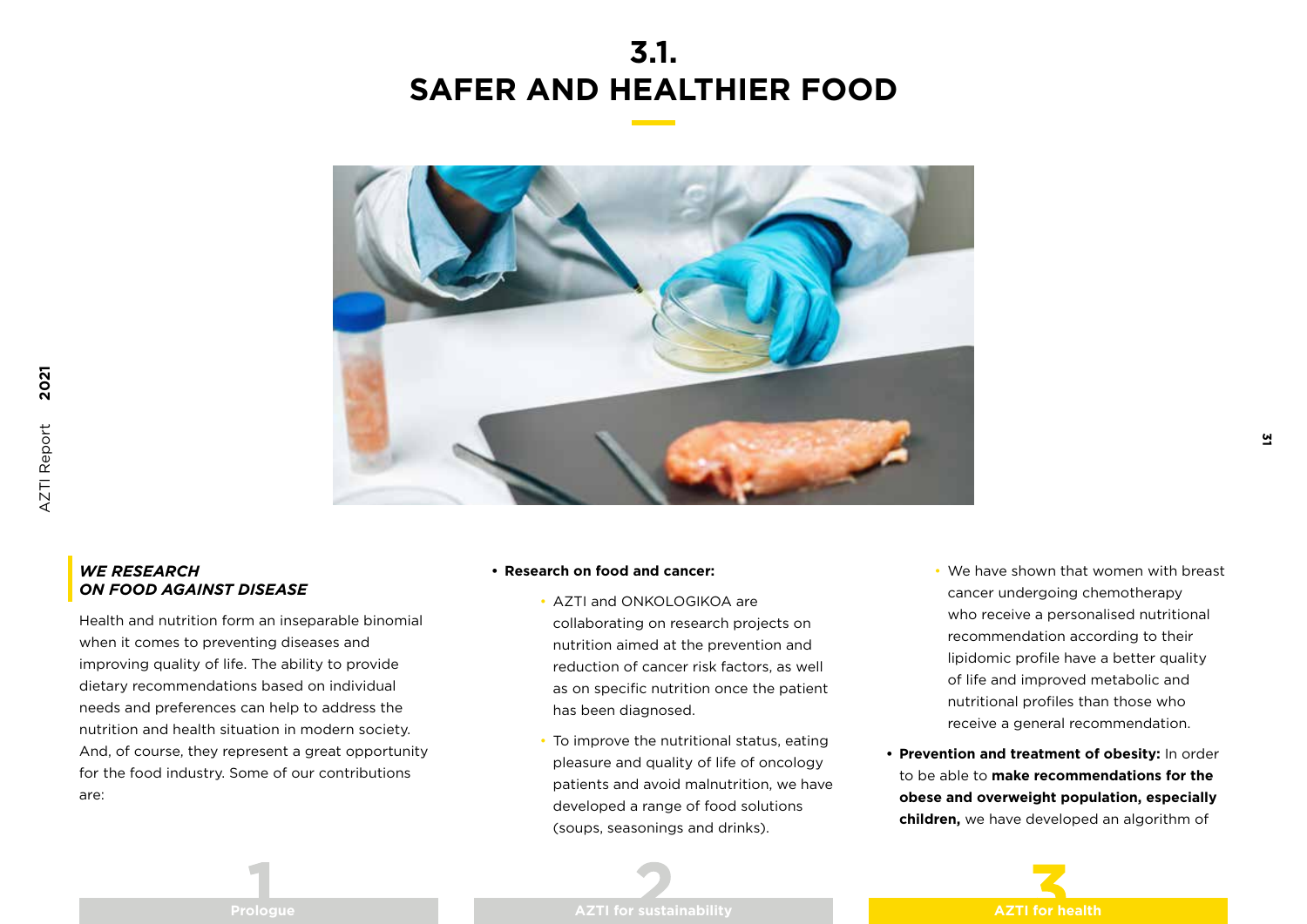# 3.1. SAFER AND HEALTHIER FOOD

### *WE RESEARCH ON FOOD AGAINST DISEASE*

Health and nutrition form an inseparable binomial when it comes to preventing diseases and improving quality of life. The ability to provide dietary recommendations based on individual needs and preferences can help to address the nutrition and health situation in modern society. And, of course, they represent a great opportunity for the food industry. Some of our contributions are:

- **Research on food and cancer:**
  - AZTI and ONKOLOGIKOA are collaborating on research projects on nutrition aimed at the prevention and reduction of cancer risk factors, as well as on specific nutrition once the patient has been diagnosed.
  - To improve the nutritional status, eating pleasure and quality of life of oncology patients and avoid malnutrition, we have developed a range of food solutions (soups, seasonings and drinks).
  - We have shown that women with breast cancer undergoing chemotherapy who receive a personalised nutritional recommendation according to their lipidomic profile have a better quality of life and improved metabolic and nutritional profiles than those who receive a general recommendation.
- **Prevention and treatment of obesity:** In order to be able to **make recommendations for the obese and overweight population, especially children,** we have developed an algorithm of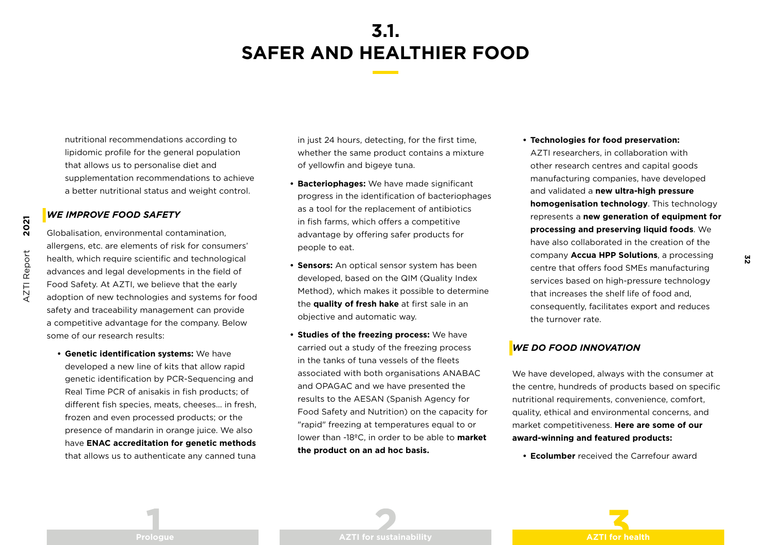# 3.1. SAFER AND HEALTHIER FOOD

nutritional recommendations according to lipidomic profile for the general population that allows us to personalise diet and supplementation recommendations to achieve a better nutritional status and weight control.

### *WE IMPROVE FOOD SAFETY*

Globalisation, environmental contamination, allergens, etc. are elements of risk for consumers' health, which require scientific and technological advances and legal developments in the field of Food Safety. At AZTI, we believe that the early adoption of new technologies and systems for food safety and traceability management can provide a competitive advantage for the company. Below some of our research results:

- **Genetic identification systems:** We have developed a new line of kits that allow rapid genetic identification by PCR-Sequencing and Real Time PCR of anisakis in fish products; of different fish species, meats, cheeses... in fresh, frozen and even processed products; or the presence of mandarin in orange juice. We also have **ENAC accreditation for genetic methods** that allows us to authenticate any canned tuna in just 24 hours, detecting, for the first time, whether the same product contains a mixture of yellowfin and bigeye tuna.
- **Bacteriophages:** We have made significant progress in the identification of bacteriophages as a tool for the replacement of antibiotics in fish farms, which offers a competitive advantage by offering safer products for people to eat.
- **Sensors:** An optical sensor system has been developed, based on the QIM (Quality Index Method), which makes it possible to determine the **quality of fresh hake** at first sale in an objective and automatic way.
- **Studies of the freezing process:** We have carried out a study of the freezing process in the tanks of tuna vessels of the fleets associated with both organisations ANABAC and OPAGAC and we have presented the results to the AESAN (Spanish Agency for Food Safety and Nutrition) on the capacity for "rapid" freezing at temperatures equal to or lower than -18ºC, in order to be able to **market the product on an ad hoc basis.**
- **Technologies for food preservation:** AZTI researchers, in collaboration with other research centres and capital goods manufacturing companies, have developed and validated a **new ultra-high pressure homogenisation technology**. This technology represents a **new generation of equipment for processing and preserving liquid foods**. We have also collaborated in the creation of the company **Accua HPP Solutions**, a processing centre that offers food SMEs manufacturing services based on high-pressure technology that increases the shelf life of food and, consequently, facilitates export and reduces the turnover rate.

### *WE DO FOOD INNOVATION*

We have developed, always with the consumer at the centre, hundreds of products based on specific nutritional requirements, convenience, comfort, quality, ethical and environmental concerns, and market competitiveness. **Here are some of our award-winning and featured products:**

- **Ecolumber** received the Carrefour award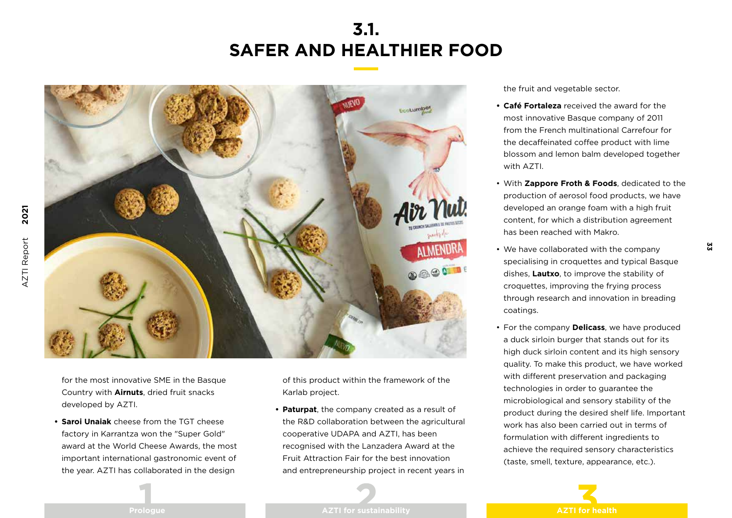# 3.1.
# SAFER AND HEALTHIER FOOD

for the most innovative SME in the Basque Country with **Airnuts**, dried fruit snacks developed by AZTI.

- **Saroi Unaiak** cheese from the TGT cheese factory in Karrantza won the "Super Gold" award at the World Cheese Awards, the most important international gastronomic event of the year. AZTI has collaborated in the design of this product within the framework of the Karlab project.

- **Paturpat**, the company created as a result of the R&D collaboration between the agricultural cooperative UDAPA and AZTI, has been recognised with the Lanzadera Award at the Fruit Attraction Fair for the best innovation and entrepreneurship project in recent years in the fruit and vegetable sector.

- **Café Fortaleza** received the award for the most innovative Basque company of 2011 from the French multinational Carrefour for the decaffeinated coffee product with lime blossom and lemon balm developed together with AZTI.

- With **Zappore Froth & Foods**, dedicated to the production of aerosol food products, we have developed an orange foam with a high fruit content, for which a distribution agreement has been reached with Makro.

- We have collaborated with the company specialising in croquettes and typical Basque dishes, **Lautxo**, to improve the stability of croquettes, improving the frying process through research and innovation in breading coatings.

- For the company **Delicass**, we have produced a duck sirloin burger that stands out for its high duck sirloin content and its high sensory quality. To make this product, we have worked with different preservation and packaging technologies in order to guarantee the microbiological and sensory stability of the product during the desired shelf life. Important work has also been carried out in terms of formulation with different ingredients to achieve the required sensory characteristics (taste, smell, texture, appearance, etc.).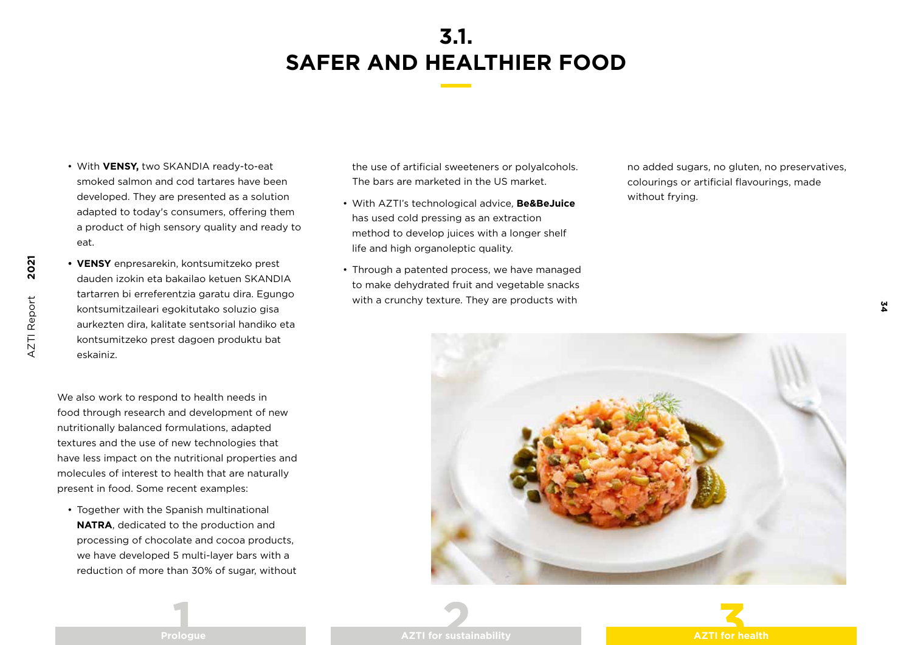# 3.1. SAFER AND HEALTHIER FOOD

- With **VENSY,** two SKANDIA ready-to-eat smoked salmon and cod tartares have been developed. They are presented as a solution adapted to today's consumers, offering them a product of high sensory quality and ready to eat.
- **VENSY** enpresarekin, kontsumitzeko prest dauden izokin eta bakailao ketuen SKANDIA tartarren bi erreferentzia garatu dira. Egungo kontsumitzaileari egokitutako soluzio gisa aurkezten dira, kalitate sentsorial handiko eta kontsumitzeko prest dagoen produktu bat eskainiz.

We also work to respond to health needs in food through research and development of new nutritionally balanced formulations, adapted textures and the use of new technologies that have less impact on the nutritional properties and molecules of interest to health that are naturally present in food. Some recent examples:

- Together with the Spanish multinational **NATRA**, dedicated to the production and processing of chocolate and cocoa products, we have developed 5 multi-layer bars with a reduction of more than 30% of sugar, without the use of artificial sweeteners or polyalcohols. The bars are marketed in the US market.
- With AZTI's technological advice, **Be&BeJuice** has used cold pressing as an extraction method to develop juices with a longer shelf life and high organoleptic quality.
- Through a patented process, we have managed to make dehydrated fruit and vegetable snacks with a crunchy texture. They are products with no added sugars, no gluten, no preservatives, colourings or artificial flavourings, made without frying.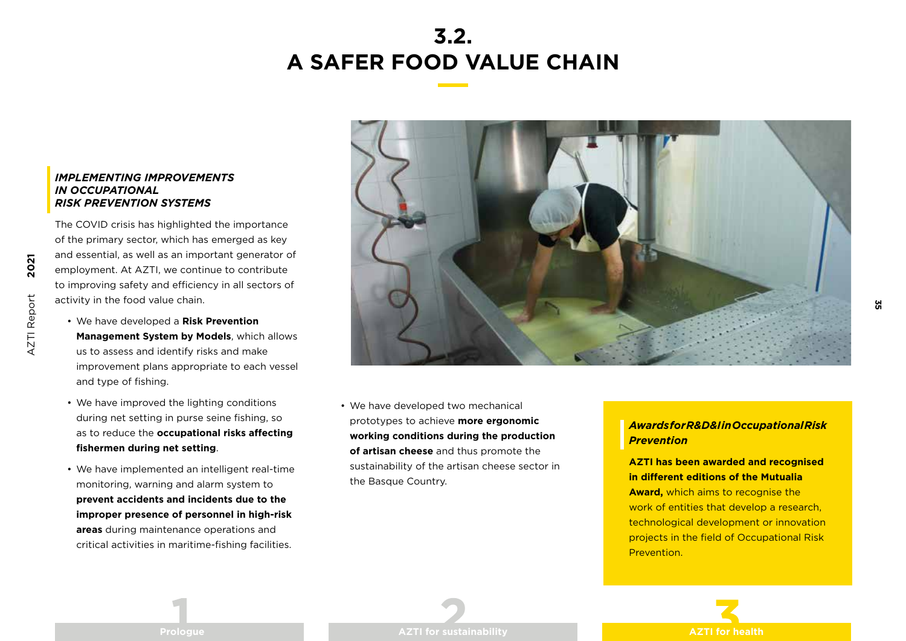# 3.2. A SAFER FOOD VALUE CHAIN

### *IMPLEMENTING IMPROVEMENTS IN OCCUPATIONAL RISK PREVENTION SYSTEMS*

The COVID crisis has highlighted the importance of the primary sector, which has emerged as key and essential, as well as an important generator of employment. At AZTI, we continue to contribute to improving safety and efficiency in all sectors of activity in the food value chain.

- We have developed a **Risk Prevention Management System by Models**, which allows us to assess and identify risks and make improvement plans appropriate to each vessel and type of fishing.
- We have improved the lighting conditions during net setting in purse seine fishing, so as to reduce the **occupational risks affecting fishermen during net setting**.
- We have implemented an intelligent real-time monitoring, warning and alarm system to **prevent accidents and incidents due to the improper presence of personnel in high-risk areas** during maintenance operations and critical activities in maritime-fishing facilities.
- We have developed two mechanical prototypes to achieve **more ergonomic working conditions during the production of artisan cheese** and thus promote the sustainability of the artisan cheese sector in the Basque Country.

### *Awards for R&D&I in Occupational Risk Prevention*

**AZTI has been awarded and recognised in different editions of the Mutualia Award,** which aims to recognise the work of entities that develop a research, technological development or innovation projects in the field of Occupational Risk Prevention.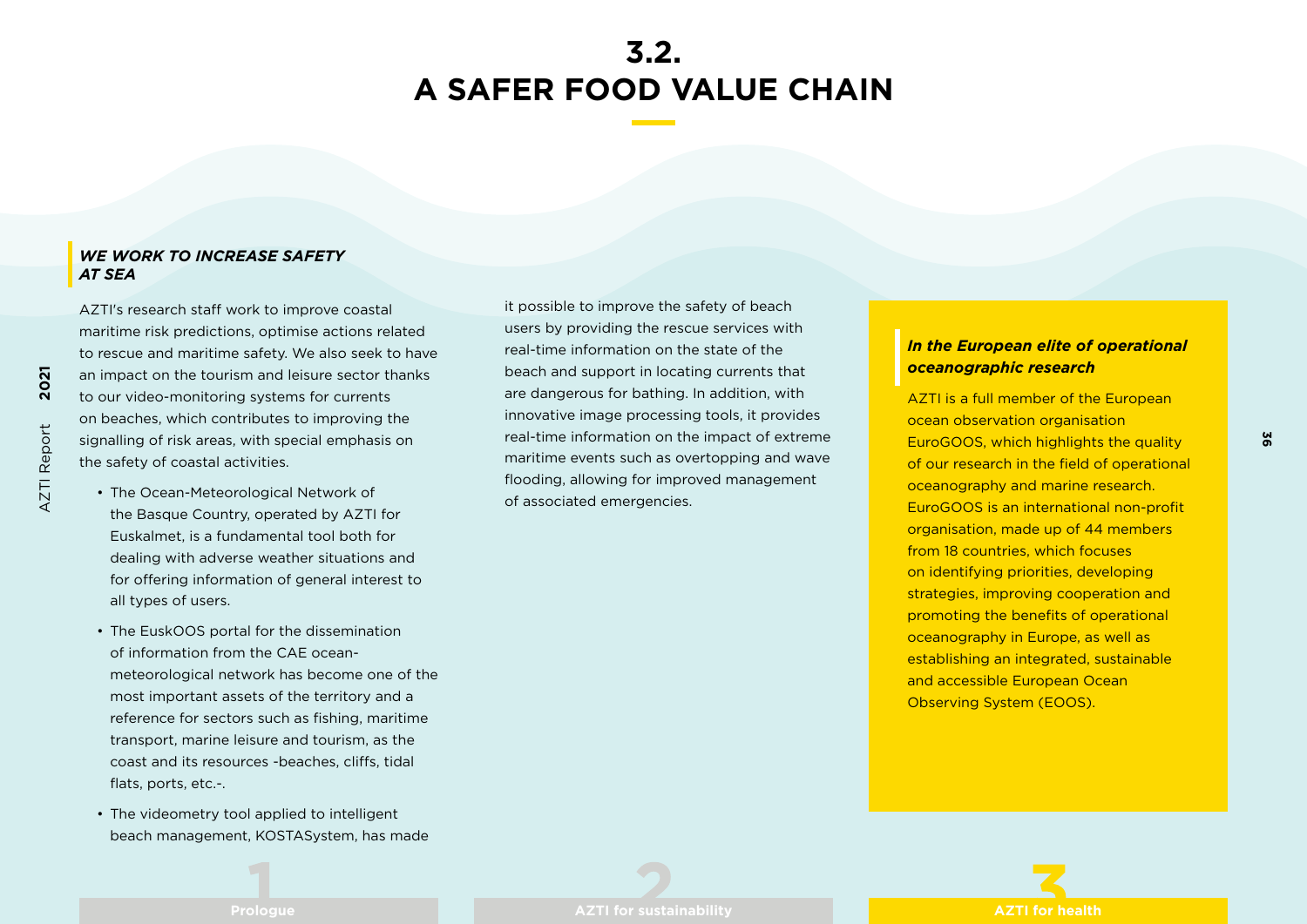# 3.2. A SAFER FOOD VALUE CHAIN

### *WE WORK TO INCREASE SAFETY AT SEA*

AZTI's research staff work to improve coastal maritime risk predictions, optimise actions related to rescue and maritime safety. We also seek to have an impact on the tourism and leisure sector thanks to our video-monitoring systems for currents on beaches, which contributes to improving the signalling of risk areas, with special emphasis on the safety of coastal activities.

- The Ocean-Meteorological Network of the Basque Country, operated by AZTI for Euskalmet, is a fundamental tool both for dealing with adverse weather situations and for offering information of general interest to all types of users.
- The EuskOOS portal for the dissemination of information from the CAE ocean-meteorological network has become one of the most important assets of the territory and a reference for sectors such as fishing, maritime transport, marine leisure and tourism, as the coast and its resources -beaches, cliffs, tidal flats, ports, etc.-.
- The videometry tool applied to intelligent beach management, KOSTASystem, has made it possible to improve the safety of beach users by providing the rescue services with real-time information on the state of the beach and support in locating currents that are dangerous for bathing. In addition, with innovative image processing tools, it provides real-time information on the impact of extreme maritime events such as overtopping and wave flooding, allowing for improved management of associated emergencies.

### *In the European elite of operational oceanographic research*

AZTI is a full member of the European ocean observation organisation EuroGOOS, which highlights the quality of our research in the field of operational oceanography and marine research. EuroGOOS is an international non-profit organisation, made up of 44 members from 18 countries, which focuses on identifying priorities, developing strategies, improving cooperation and promoting the benefits of operational oceanography in Europe, as well as establishing an integrated, sustainable and accessible European Ocean Observing System (EOOS).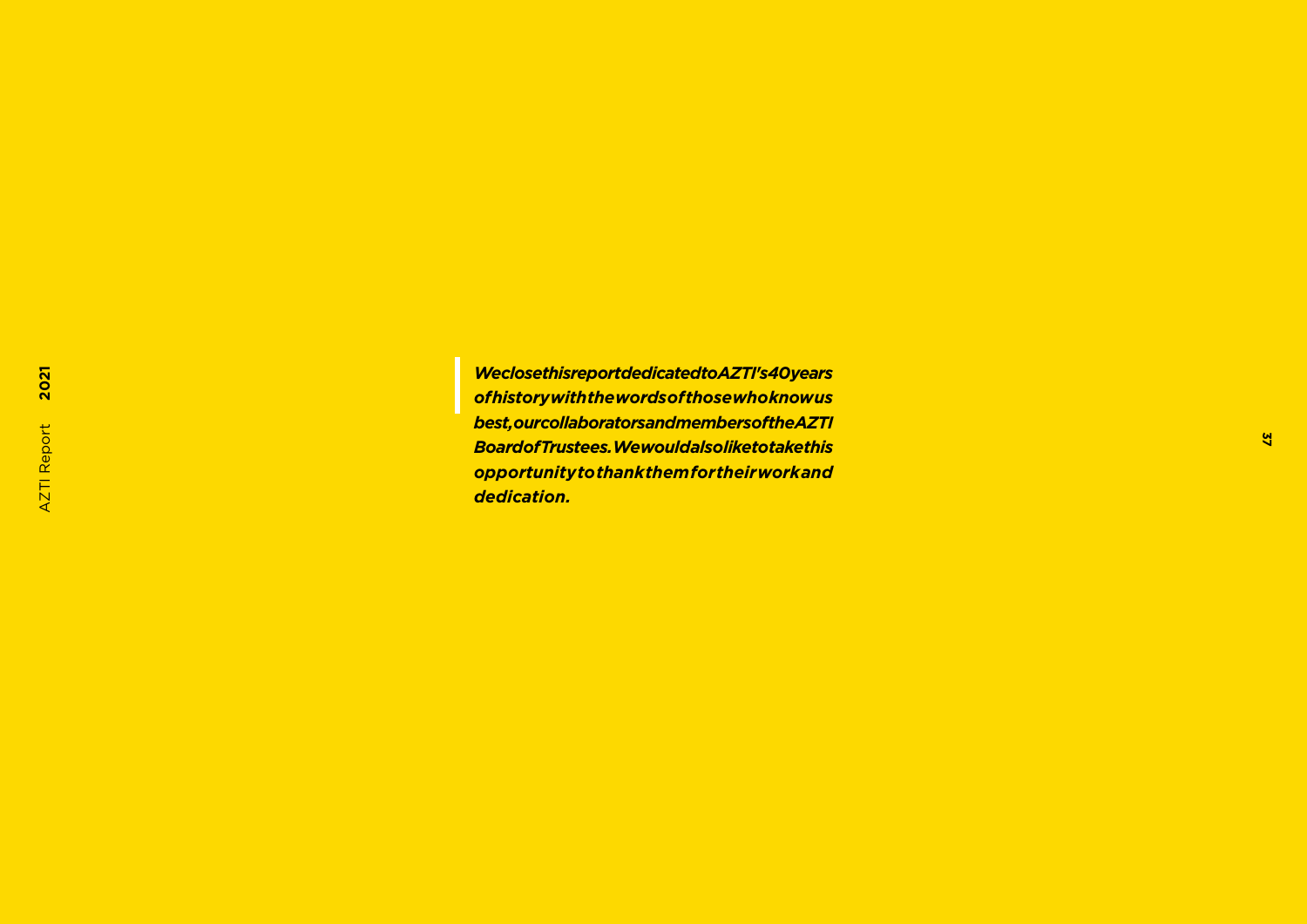*We close this report dedicated to AZTI's 40 years of history with the words of those who know us best, our collaborators and members of the AZTI Board of Trustees. We would also like to take this opportunity to thank them for their work and dedication.*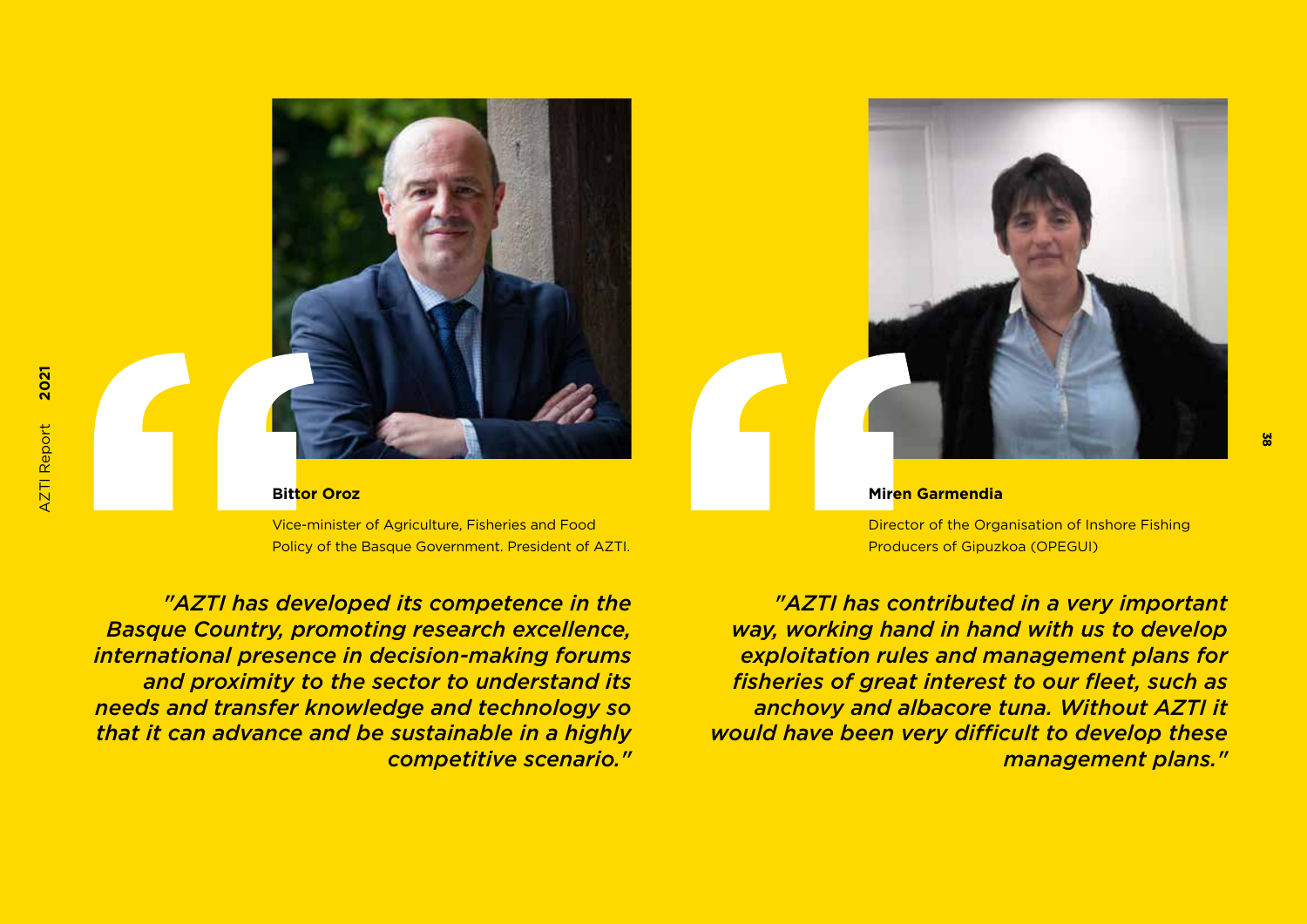**Bittor Oroz**

Vice-minister of Agriculture, Fisheries and Food Policy of the Basque Government. President of AZTI.

*"AZTI has developed its competence in the Basque Country, promoting research excellence, international presence in decision-making forums and proximity to the sector to understand its needs and transfer knowledge and technology so that it can advance and be sustainable in a highly competitive scenario."*

**Miren Garmendia**

Director of the Organisation of Inshore Fishing Producers of Gipuzkoa (OPEGUI)

*"AZTI has contributed in a very important way, working hand in hand with us to develop exploitation rules and management plans for fisheries of great interest to our fleet, such as anchovy and albacore tuna. Without AZTI it would have been very difficult to develop these management plans."*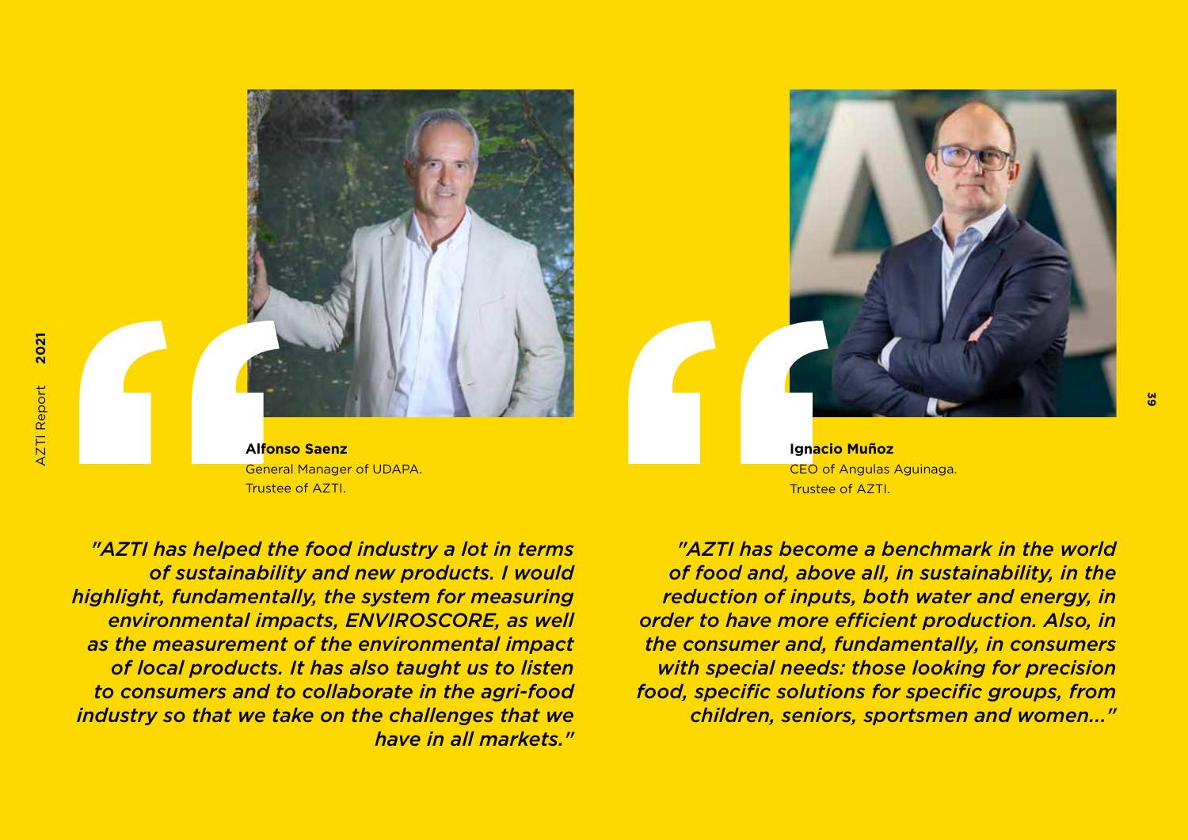**Alfonso Saenz**
General Manager of UDAPA.
Trustee of AZTI.

*"AZTI has helped the food industry a lot in terms of sustainability and new products. I would highlight, fundamentally, the system for measuring environmental impacts, ENVIROSCORE, as well as the measurement of the environmental impact of local products. It has also taught us to listen to consumers and to collaborate in the agri-food industry so that we take on the challenges that we have in all markets."*

**Ignacio Muñoz**
CEO of Angulas Aguinaga.
Trustee of AZTI.

*"AZTI has become a benchmark in the world of food and, above all, in sustainability, in the reduction of inputs, both water and energy, in order to have more efficient production. Also, in the consumer and, fundamentally, in consumers with special needs: those looking for precision food, specific solutions for specific groups, from children, seniors, sportsmen and women..."*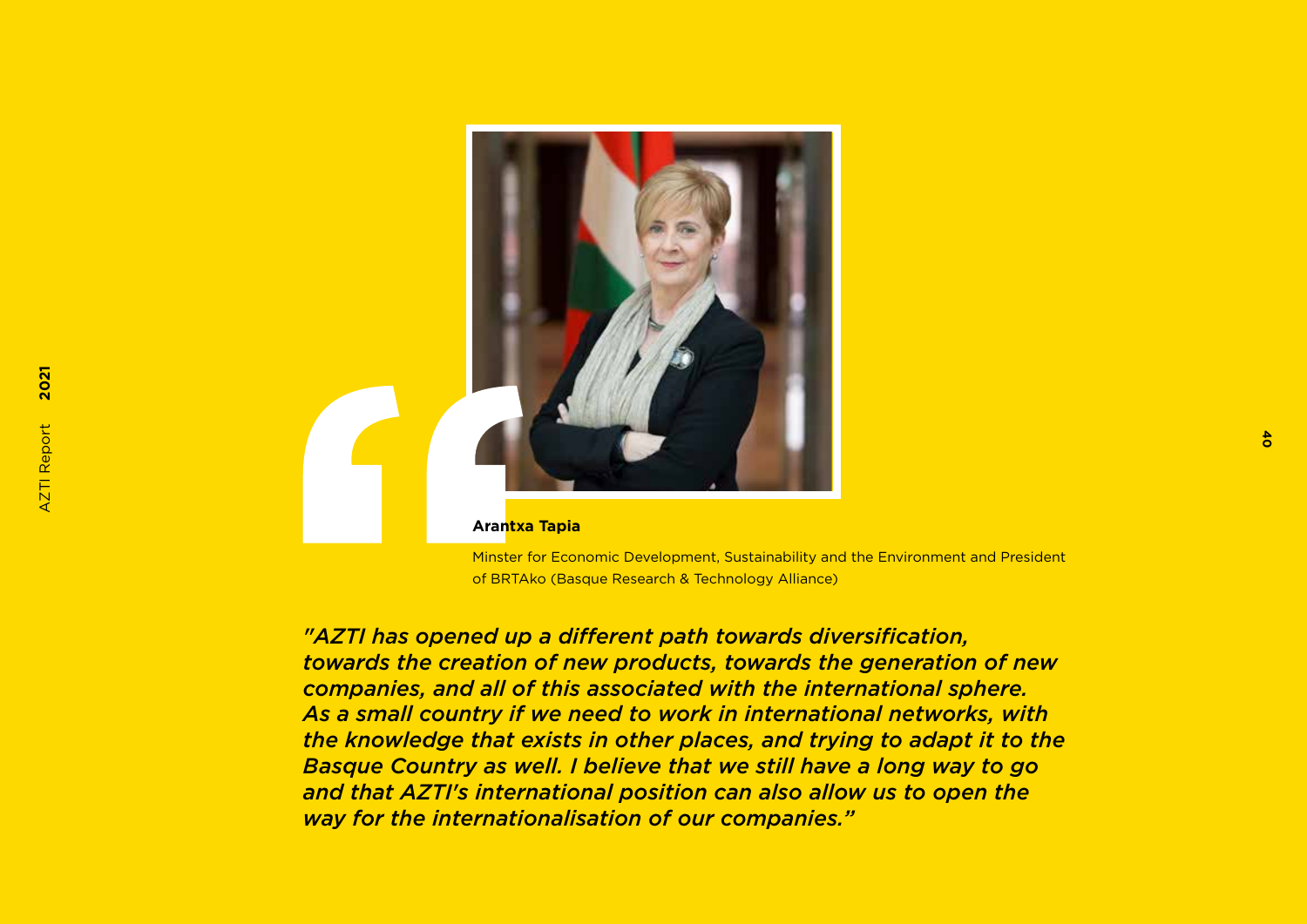**Arantxa Tapia**

Minster for Economic Development, Sustainability and the Environment and President of BRTAko (Basque Research & Technology Alliance)

*"AZTI has opened up a different path towards diversification, towards the creation of new products, towards the generation of new companies, and all of this associated with the international sphere. As a small country if we need to work in international networks, with the knowledge that exists in other places, and trying to adapt it to the Basque Country as well. I believe that we still have a long way to go and that AZTI's international position can also allow us to open the way for the internationalisation of our companies."*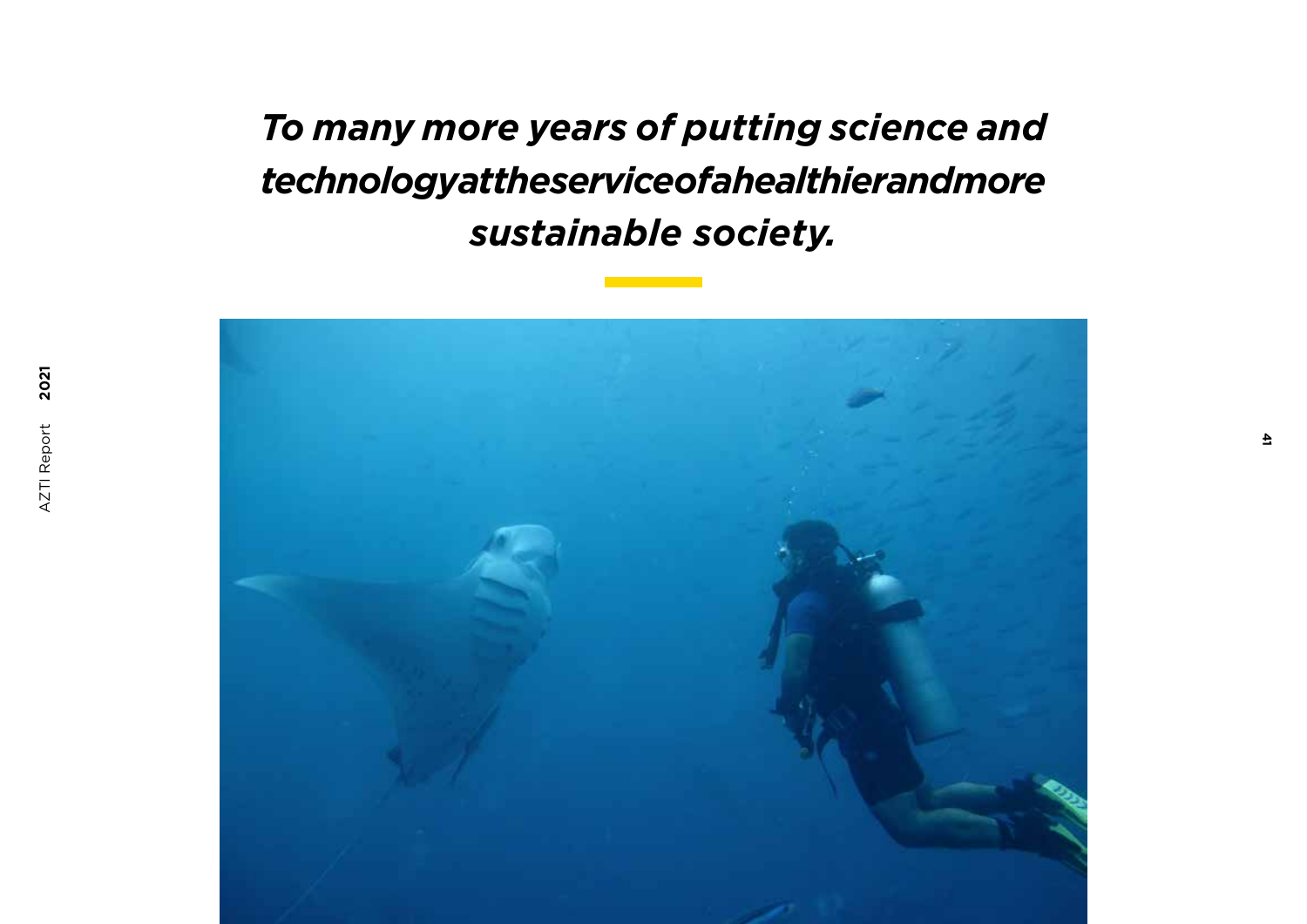***To many more years of putting science and technology at the service of a healthier and more sustainable society.***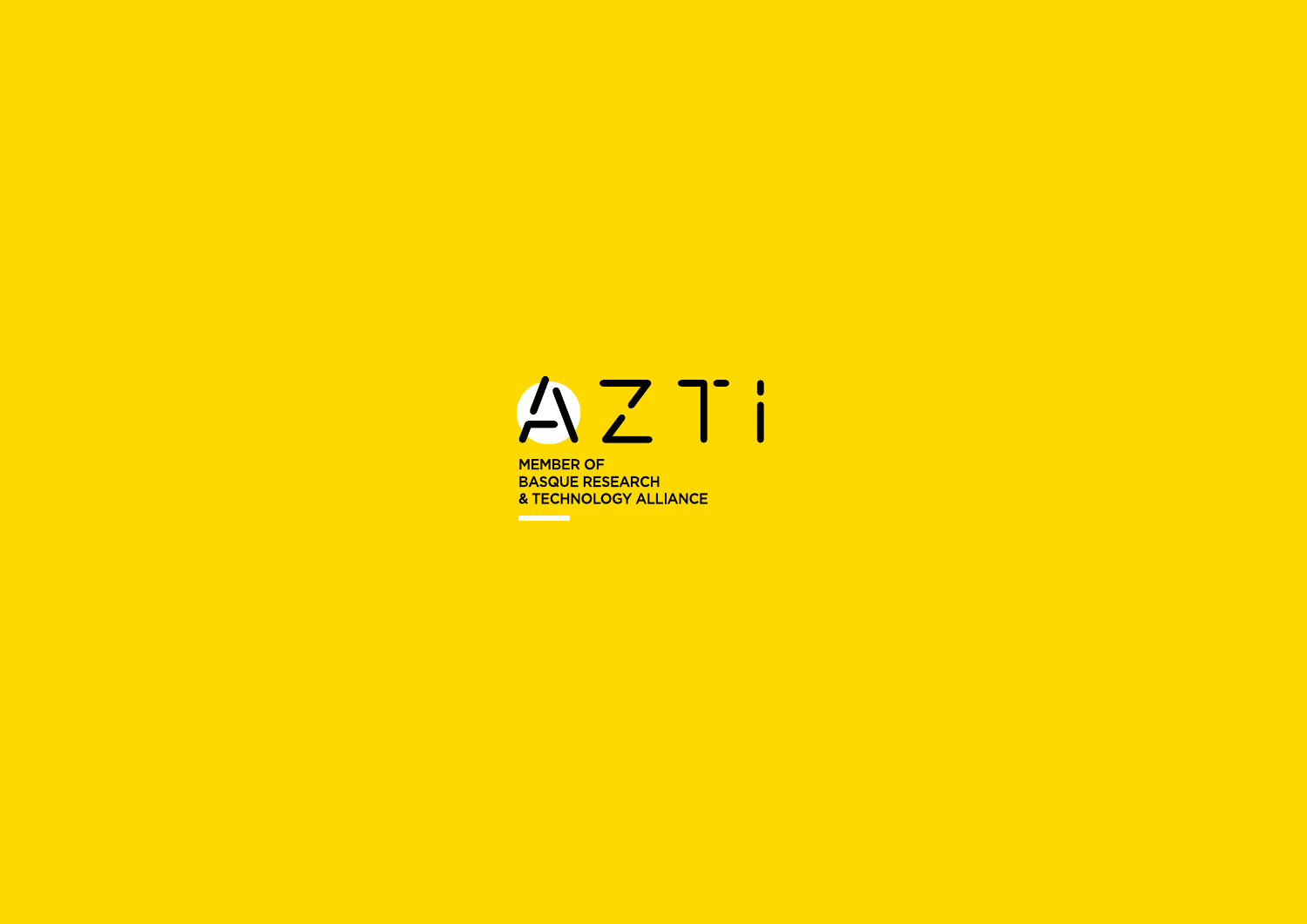AZTI

MEMBER OF
BASQUE RESEARCH
& TECHNOLOGY ALLIANCE